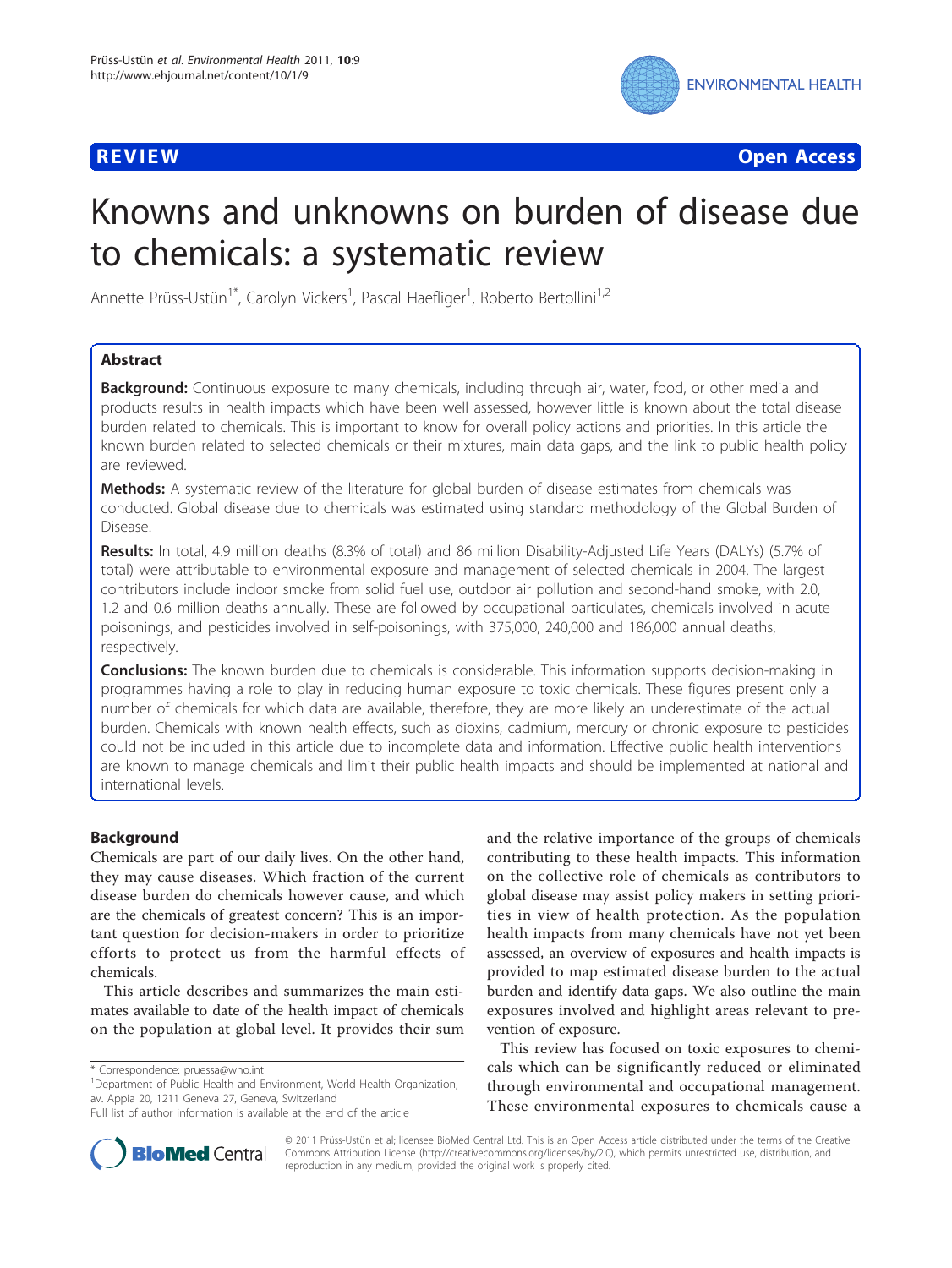**REVIEW** **Open Access**

# Knowns and unknowns on burden of disease due to chemicals: a systematic review

Annette Prüss-Ustün[1*], Carolyn Vickers[1], Pascal Haefliger[1], Roberto Bertollini[1,2]

## Abstract

**Background:** Continuous exposure to many chemicals, including through air, water, food, or other media and products results in health impacts which have been well assessed, however little is known about the total disease burden related to chemicals. This is important to know for overall policy actions and priorities. In this article the known burden related to selected chemicals or their mixtures, main data gaps, and the link to public health policy are reviewed.

**Methods:** A systematic review of the literature for global burden of disease estimates from chemicals was conducted. Global disease due to chemicals was estimated using standard methodology of the Global Burden of Disease.

**Results:** In total, 4.9 million deaths (8.3% of total) and 86 million Disability-Adjusted Life Years (DALYs) (5.7% of total) were attributable to environmental exposure and management of selected chemicals in 2004. The largest contributors include indoor smoke from solid fuel use, outdoor air pollution and second-hand smoke, with 2.0, 1.2 and 0.6 million deaths annually. These are followed by occupational particulates, chemicals involved in acute poisonings, and pesticides involved in self-poisonings, with 375,000, 240,000 and 186,000 annual deaths, respectively.

**Conclusions:** The known burden due to chemicals is considerable. This information supports decision-making in programmes having a role to play in reducing human exposure to toxic chemicals. These figures present only a number of chemicals for which data are available, therefore, they are more likely an underestimate of the actual burden. Chemicals with known health effects, such as dioxins, cadmium, mercury or chronic exposure to pesticides could not be included in this article due to incomplete data and information. Effective public health interventions are known to manage chemicals and limit their public health impacts and should be implemented at national and international levels.

## Background

Chemicals are part of our daily lives. On the other hand, they may cause diseases. Which fraction of the current disease burden do chemicals however cause, and which are the chemicals of greatest concern? This is an important question for decision-makers in order to prioritize efforts to protect us from the harmful effects of chemicals.

This article describes and summarizes the main estimates available to date of the health impact of chemicals on the population at global level. It provides their sum and the relative importance of the groups of chemicals contributing to these health impacts. This information on the collective role of chemicals as contributors to global disease may assist policy makers in setting priorities in view of health protection. As the population health impacts from many chemicals have not yet been assessed, an overview of exposures and health impacts is provided to map estimated disease burden to the actual burden and identify data gaps. We also outline the main exposures involved and highlight areas relevant to prevention of exposure.

This review has focused on toxic exposures to chemicals which can be significantly reduced or eliminated through environmental and occupational management. These environmental exposures to chemicals cause a

\* Correspondence: pruessa@who.int
[1]Department of Public Health and Environment, World Health Organization, av. Appia 20, 1211 Geneva 27, Geneva, Switzerland
Full list of author information is available at the end of the article

© 2011 Prüss-Ustün et al; licensee BioMed Central Ltd. This is an Open Access article distributed under the terms of the Creative Commons Attribution License (http://creativecommons.org/licenses/by/2.0), which permits unrestricted use, distribution, and reproduction in any medium, provided the original work is properly cited.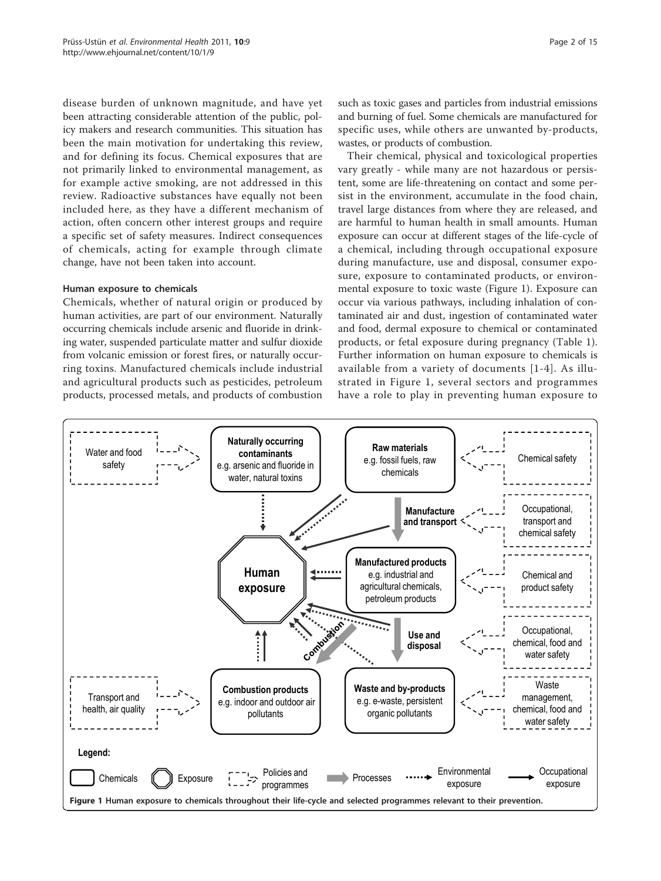disease burden of unknown magnitude, and have yet been attracting considerable attention of the public, policy makers and research communities. This situation has been the main motivation for undertaking this review, and for defining its focus. Chemical exposures that are not primarily linked to environmental management, as for example active smoking, are not addressed in this review. Radioactive substances have equally not been included here, as they have a different mechanism of action, often concern other interest groups and require a specific set of safety measures. Indirect consequences of chemicals, acting for example through climate change, have not been taken into account.

### Human exposure to chemicals

Chemicals, whether of natural origin or produced by human activities, are part of our environment. Naturally occurring chemicals include arsenic and fluoride in drinking water, suspended particulate matter and sulfur dioxide from volcanic emission or forest fires, or naturally occurring toxins. Manufactured chemicals include industrial and agricultural products such as pesticides, petroleum products, processed metals, and products of combustion such as toxic gases and particles from industrial emissions and burning of fuel. Some chemicals are manufactured for specific uses, while others are unwanted by-products, wastes, or products of combustion.

Their chemical, physical and toxicological properties vary greatly - while many are not hazardous or persistent, some are life-threatening on contact and some persist in the environment, accumulate in the food chain, travel large distances from where they are released, and are harmful to human health in small amounts. Human exposure can occur at different stages of the life-cycle of a chemical, including through occupational exposure during manufacture, use and disposal, consumer exposure, exposure to contaminated products, or environmental exposure to toxic waste (Figure 1). Exposure can occur via various pathways, including inhalation of contaminated air and dust, ingestion of contaminated water and food, dermal exposure to chemical or contaminated products, or fetal exposure during pregnancy (Table 1). Further information on human exposure to chemicals is available from a variety of documents [1-4]. As illustrated in Figure 1, several sectors and programmes have a role to play in preventing human exposure to

Water and food safety

Naturally occurring contaminants
e.g. arsenic and fluoride in water, natural toxins

Raw materials
e.g. fossil fuels, raw chemicals

Chemical safety

Manufacture and transport

Occupational, transport and chemical safety

Human exposure

Manufactured products
e.g. industrial and agricultural chemicals, petroleum products

Chemical and product safety

Combustion

Use and disposal

Occupational, chemical, food and water safety

Transport and health, air quality

Combustion products
e.g. indoor and outdoor air pollutants

Waste and by-products
e.g. e-waste, persistent organic pollutants

Waste management, chemical, food and water safety

Legend:
Chemicals
Exposure
Policies and programmes
Processes
Environmental exposure
Occupational exposure

**Figure 1 Human exposure to chemicals throughout their life-cycle and selected programmes relevant to their prevention.**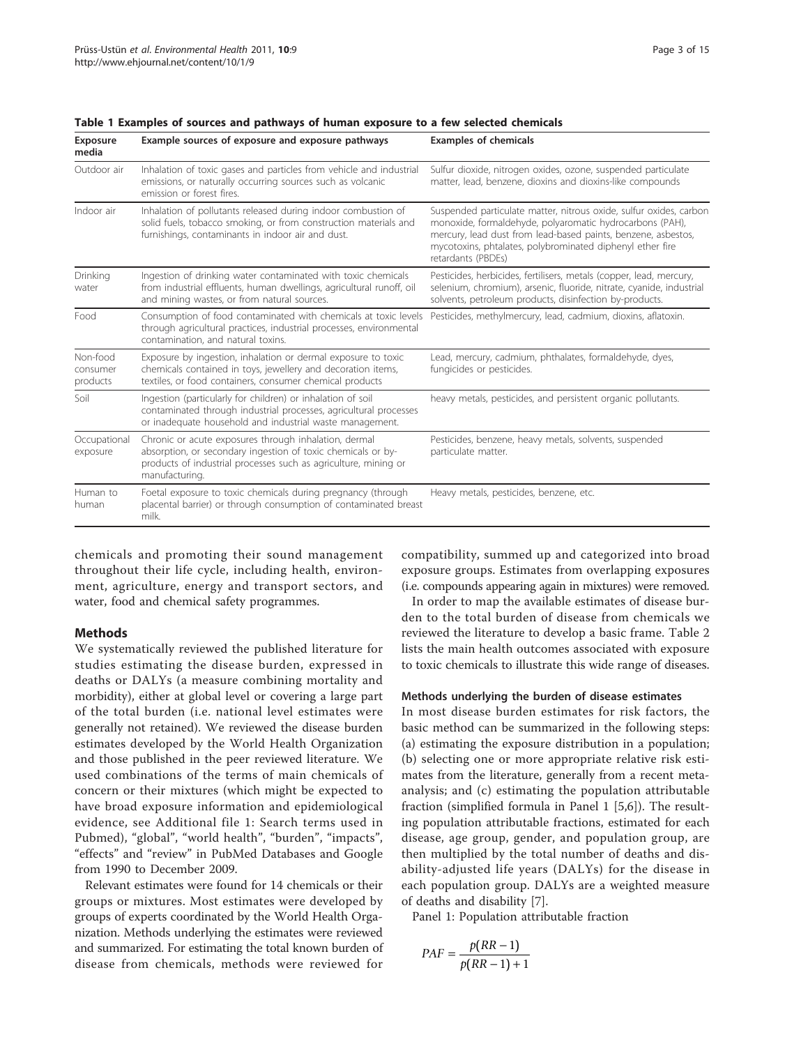**Table 1 Examples of sources and pathways of human exposure to a few selected chemicals**

| Exposure media | Example sources of exposure and exposure pathways | Examples of chemicals |
|---|---|---|
| Outdoor air | Inhalation of toxic gases and particles from vehicle and industrial emissions, or naturally occurring sources such as volcanic emission or forest fires. | Sulfur dioxide, nitrogen oxides, ozone, suspended particulate matter, lead, benzene, dioxins and dioxins-like compounds |
| Indoor air | Inhalation of pollutants released during indoor combustion of solid fuels, tobacco smoking, or from construction materials and furnishings, contaminants in indoor air and dust. | Suspended particulate matter, nitrous oxide, sulfur oxides, carbon monoxide, formaldehyde, polyaromatic hydrocarbons (PAH), mercury, lead dust from lead-based paints, benzene, asbestos, mycotoxins, phtalates, polybrominated diphenyl ether fire retardants (PBDEs) |
| Drinking water | Ingestion of drinking water contaminated with toxic chemicals from industrial effluents, human dwellings, agricultural runoff, oil and mining wastes, or from natural sources. | Pesticides, herbicides, fertilisers, metals (copper, lead, mercury, selenium, chromium), arsenic, fluoride, nitrate, cyanide, industrial solvents, petroleum products, disinfection by-products. |
| Food | Consumption of food contaminated with chemicals at toxic levels through agricultural practices, industrial processes, environmental contamination, and natural toxins. | Pesticides, methylmercury, lead, cadmium, dioxins, aflatoxin. |
| Non-food consumer products | Exposure by ingestion, inhalation or dermal exposure to toxic chemicals contained in toys, jewellery and decoration items, textiles, or food containers, consumer chemical products | Lead, mercury, cadmium, phthalates, formaldehyde, dyes, fungicides or pesticides. |
| Soil | Ingestion (particularly for children) or inhalation of soil contaminated through industrial processes, agricultural processes or inadequate household and industrial waste management. | heavy metals, pesticides, and persistent organic pollutants. |
| Occupational exposure | Chronic or acute exposures through inhalation, dermal absorption, or secondary ingestion of toxic chemicals or by-products of industrial processes such as agriculture, mining or manufacturing. | Pesticides, benzene, heavy metals, solvents, suspended particulate matter. |
| Human to human | Foetal exposure to toxic chemicals during pregnancy (through placental barrier) or through consumption of contaminated breast milk. | Heavy metals, pesticides, benzene, etc. |

chemicals and promoting their sound management throughout their life cycle, including health, environment, agriculture, energy and transport sectors, and water, food and chemical safety programmes.

## Methods

We systematically reviewed the published literature for studies estimating the disease burden, expressed in deaths or DALYs (a measure combining mortality and morbidity), either at global level or covering a large part of the total burden (i.e. national level estimates were generally not retained). We reviewed the disease burden estimates developed by the World Health Organization and those published in the peer reviewed literature. We used combinations of the terms of main chemicals of concern or their mixtures (which might be expected to have broad exposure information and epidemiological evidence, see Additional file 1: Search terms used in Pubmed), "global", "world health", "burden", "impacts", "effects" and "review" in PubMed Databases and Google from 1990 to December 2009.

Relevant estimates were found for 14 chemicals or their groups or mixtures. Most estimates were developed by groups of experts coordinated by the World Health Organization. Methods underlying the estimates were reviewed and summarized. For estimating the total known burden of disease from chemicals, methods were reviewed for compatibility, summed up and categorized into broad exposure groups. Estimates from overlapping exposures (i.e. compounds appearing again in mixtures) were removed.

In order to map the available estimates of disease burden to the total burden of disease from chemicals we reviewed the literature to develop a basic frame. Table 2 lists the main health outcomes associated with exposure to toxic chemicals to illustrate this wide range of diseases.

### Methods underlying the burden of disease estimates

In most disease burden estimates for risk factors, the basic method can be summarized in the following steps: (a) estimating the exposure distribution in a population; (b) selecting one or more appropriate relative risk estimates from the literature, generally from a recent meta-analysis; and (c) estimating the population attributable fraction (simplified formula in Panel 1 [5,6]). The resulting population attributable fractions, estimated for each disease, age group, gender, and population group, are then multiplied by the total number of deaths and disability-adjusted life years (DALYs) for the disease in each population group. DALYs are a weighted measure of deaths and disability [7].

Panel 1: Population attributable fraction

$$PAF = \frac{p(RR-1)}{p(RR-1)+1}$$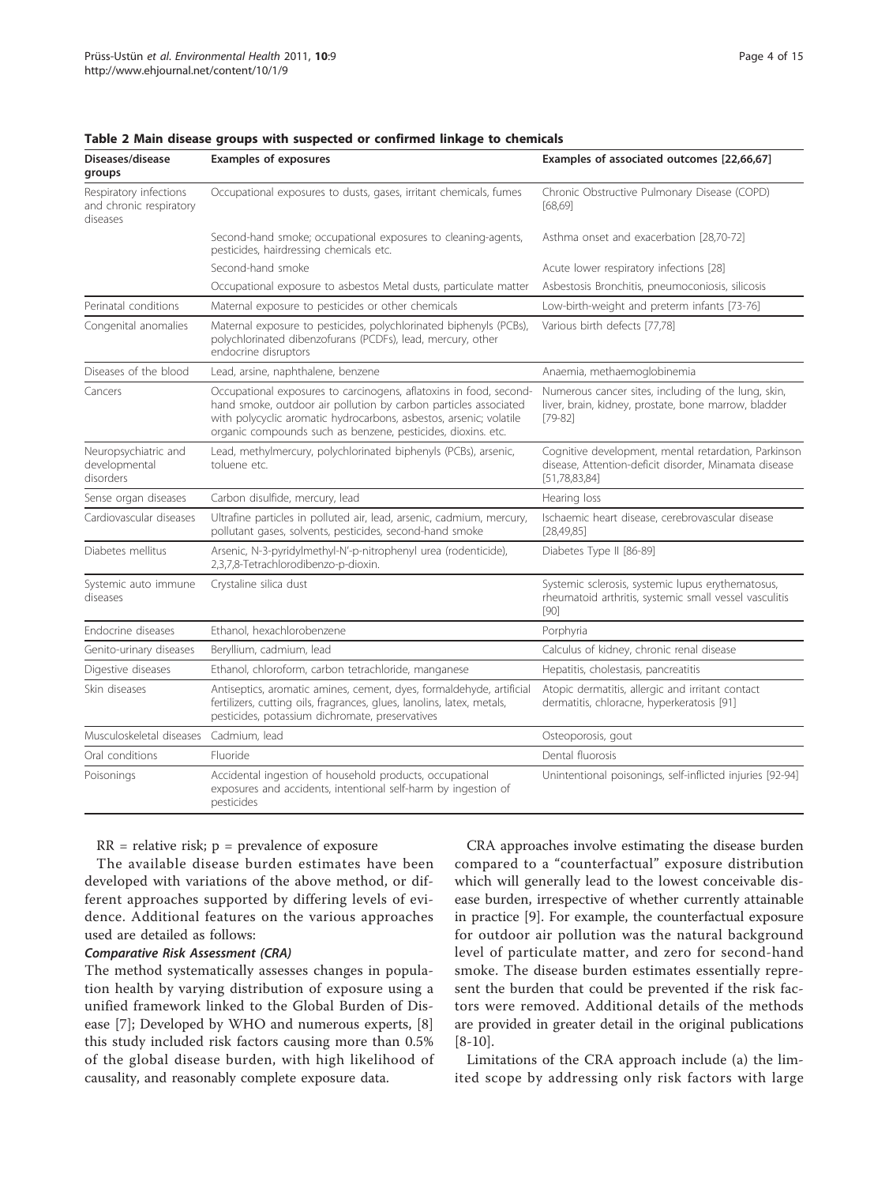**Table 2 Main disease groups with suspected or confirmed linkage to chemicals**

| Diseases/disease groups | Examples of exposures | Examples of associated outcomes [22,66,67] |
|---|---|---|
| Respiratory infections and chronic respiratory diseases | Occupational exposures to dusts, gases, irritant chemicals, fumes | Chronic Obstructive Pulmonary Disease (COPD) [68,69] |
| | Second-hand smoke; occupational exposures to cleaning-agents, pesticides, hairdressing chemicals etc. | Asthma onset and exacerbation [28,70-72] |
| | Second-hand smoke | Acute lower respiratory infections [28] |
| | Occupational exposure to asbestos Metal dusts, particulate matter | Asbestosis Bronchitis, pneumoconiosis, silicosis |
| Perinatal conditions | Maternal exposure to pesticides or other chemicals | Low-birth-weight and preterm infants [73-76] |
| Congenital anomalies | Maternal exposure to pesticides, polychlorinated biphenyls (PCBs), polychlorinated dibenzofurans (PCDFs), lead, mercury, other endocrine disruptors | Various birth defects [77,78] |
| Diseases of the blood | Lead, arsine, naphthalene, benzene | Anaemia, methaemoglobinemia |
| Cancers | Occupational exposures to carcinogens, aflatoxins in food, second-hand smoke, outdoor air pollution by carbon particles associated with polycyclic aromatic hydrocarbons, asbestos, arsenic; volatile organic compounds such as benzene, pesticides, dioxins. etc. | Numerous cancer sites, including of the lung, skin, liver, brain, kidney, prostate, bone marrow, bladder [79-82] |
| Neuropsychiatric and developmental disorders | Lead, methylmercury, polychlorinated biphenyls (PCBs), arsenic, toluene etc. | Cognitive development, mental retardation, Parkinson disease, Attention-deficit disorder, Minamata disease [51,78,83,84] |
| Sense organ diseases | Carbon disulfide, mercury, lead | Hearing loss |
| Cardiovascular diseases | Ultrafine particles in polluted air, lead, arsenic, cadmium, mercury, pollutant gases, solvents, pesticides, second-hand smoke | Ischaemic heart disease, cerebrovascular disease [28,49,85] |
| Diabetes mellitus | Arsenic, N-3-pyridylmethyl-N'-p-nitrophenyl urea (rodenticide), 2,3,7,8-Tetrachlorodibenzo-p-dioxin. | Diabetes Type II [86-89] |
| Systemic auto immune diseases | Crystaline silica dust | Systemic sclerosis, systemic lupus erythematosus, rheumatoid arthritis, systemic small vessel vasculitis [90] |
| Endocrine diseases | Ethanol, hexachlorobenzene | Porphyria |
| Genito-urinary diseases | Beryllium, cadmium, lead | Calculus of kidney, chronic renal disease |
| Digestive diseases | Ethanol, chloroform, carbon tetrachloride, manganese | Hepatitis, cholestasis, pancreatitis |
| Skin diseases | Antiseptics, aromatic amines, cement, dyes, formaldehyde, artificial fertilizers, cutting oils, fragrances, glues, lanolins, latex, metals, pesticides, potassium dichromate, preservatives | Atopic dermatitis, allergic and irritant contact dermatitis, chloracne, hyperkeratosis [91] |
| Musculoskeletal diseases | Cadmium, lead | Osteoporosis, gout |
| Oral conditions | Fluoride | Dental fluorosis |
| Poisonings | Accidental ingestion of household products, occupational exposures and accidents, intentional self-harm by ingestion of pesticides | Unintentional poisonings, self-inflicted injuries [92-94] |

RR = relative risk; p = prevalence of exposure

The available disease burden estimates have been developed with variations of the above method, or different approaches supported by differing levels of evidence. Additional features on the various approaches used are detailed as follows:

***Comparative Risk Assessment (CRA)***

The method systematically assesses changes in population health by varying distribution of exposure using a unified framework linked to the Global Burden of Disease [7]; Developed by WHO and numerous experts, [8] this study included risk factors causing more than 0.5% of the global disease burden, with high likelihood of causality, and reasonably complete exposure data.

CRA approaches involve estimating the disease burden compared to a "counterfactual" exposure distribution which will generally lead to the lowest conceivable disease burden, irrespective of whether currently attainable in practice [9]. For example, the counterfactual exposure for outdoor air pollution was the natural background level of particulate matter, and zero for second-hand smoke. The disease burden estimates essentially represent the burden that could be prevented if the risk factors were removed. Additional details of the methods are provided in greater detail in the original publications [8-10].

Limitations of the CRA approach include (a) the limited scope by addressing only risk factors with large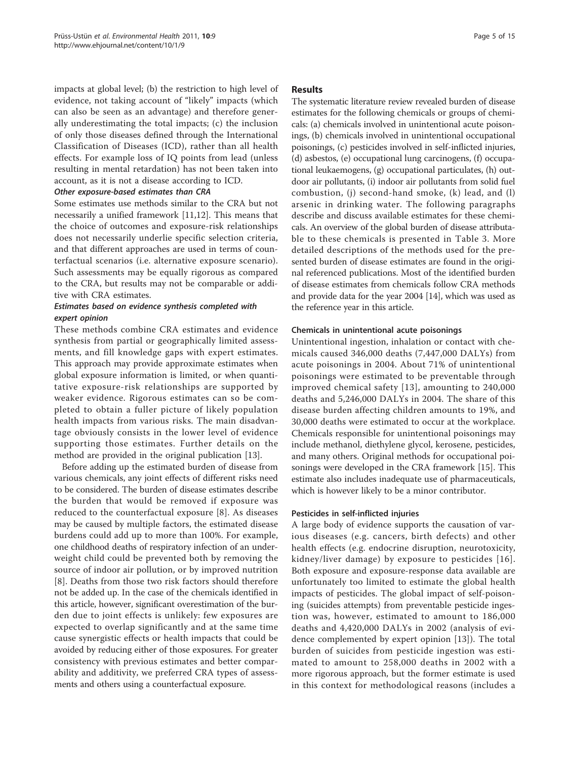impacts at global level; (b) the restriction to high level of evidence, not taking account of "likely" impacts (which can also be seen as an advantage) and therefore generally underestimating the total impacts; (c) the inclusion of only those diseases defined through the International Classification of Diseases (ICD), rather than all health effects. For example loss of IQ points from lead (unless resulting in mental retardation) has not been taken into account, as it is not a disease according to ICD.

#### *Other exposure-based estimates than CRA*

Some estimates use methods similar to the CRA but not necessarily a unified framework [11,12]. This means that the choice of outcomes and exposure-risk relationships does not necessarily underlie specific selection criteria, and that different approaches are used in terms of counterfactual scenarios (i.e. alternative exposure scenario). Such assessments may be equally rigorous as compared to the CRA, but results may not be comparable or additive with CRA estimates.

#### *Estimates based on evidence synthesis completed with expert opinion*

These methods combine CRA estimates and evidence synthesis from partial or geographically limited assessments, and fill knowledge gaps with expert estimates. This approach may provide approximate estimates when global exposure information is limited, or when quantitative exposure-risk relationships are supported by weaker evidence. Rigorous estimates can so be completed to obtain a fuller picture of likely population health impacts from various risks. The main disadvantage obviously consists in the lower level of evidence supporting those estimates. Further details on the method are provided in the original publication [13].

Before adding up the estimated burden of disease from various chemicals, any joint effects of different risks need to be considered. The burden of disease estimates describe the burden that would be removed if exposure was reduced to the counterfactual exposure [8]. As diseases may be caused by multiple factors, the estimated disease burdens could add up to more than 100%. For example, one childhood deaths of respiratory infection of an underweight child could be prevented both by removing the source of indoor air pollution, or by improved nutrition [8]. Deaths from those two risk factors should therefore not be added up. In the case of the chemicals identified in this article, however, significant overestimation of the burden due to joint effects is unlikely: few exposures are expected to overlap significantly and at the same time cause synergistic effects or health impacts that could be avoided by reducing either of those exposures. For greater consistency with previous estimates and better comparability and additivity, we preferred CRA types of assessments and others using a counterfactual exposure.

## Results

The systematic literature review revealed burden of disease estimates for the following chemicals or groups of chemicals: (a) chemicals involved in unintentional acute poisonings, (b) chemicals involved in unintentional occupational poisonings, (c) pesticides involved in self-inflicted injuries, (d) asbestos, (e) occupational lung carcinogens, (f) occupational leukaemogens, (g) occupational particulates, (h) outdoor air pollutants, (i) indoor air pollutants from solid fuel combustion, (j) second-hand smoke, (k) lead, and (l) arsenic in drinking water. The following paragraphs describe and discuss available estimates for these chemicals. An overview of the global burden of disease attributable to these chemicals is presented in Table 3. More detailed descriptions of the methods used for the presented burden of disease estimates are found in the original referenced publications. Most of the identified burden of disease estimates from chemicals follow CRA methods and provide data for the year 2004 [14], which was used as the reference year in this article.

### Chemicals in unintentional acute poisonings

Unintentional ingestion, inhalation or contact with chemicals caused 346,000 deaths (7,447,000 DALYs) from acute poisonings in 2004. About 71% of unintentional poisonings were estimated to be preventable through improved chemical safety [13], amounting to 240,000 deaths and 5,246,000 DALYs in 2004. The share of this disease burden affecting children amounts to 19%, and 30,000 deaths were estimated to occur at the workplace. Chemicals responsible for unintentional poisonings may include methanol, diethylene glycol, kerosene, pesticides, and many others. Original methods for occupational poisonings were developed in the CRA framework [15]. This estimate also includes inadequate use of pharmaceuticals, which is however likely to be a minor contributor.

### Pesticides in self-inflicted injuries

A large body of evidence supports the causation of various diseases (e.g. cancers, birth defects) and other health effects (e.g. endocrine disruption, neurotoxicity, kidney/liver damage) by exposure to pesticides [16]. Both exposure and exposure-response data available are unfortunately too limited to estimate the global health impacts of pesticides. The global impact of self-poisoning (suicides attempts) from preventable pesticide ingestion was, however, estimated to amount to 186,000 deaths and 4,420,000 DALYs in 2002 (analysis of evidence complemented by expert opinion [13]). The total burden of suicides from pesticide ingestion was estimated to amount to 258,000 deaths in 2002 with a more rigorous approach, but the former estimate is used in this context for methodological reasons (includes a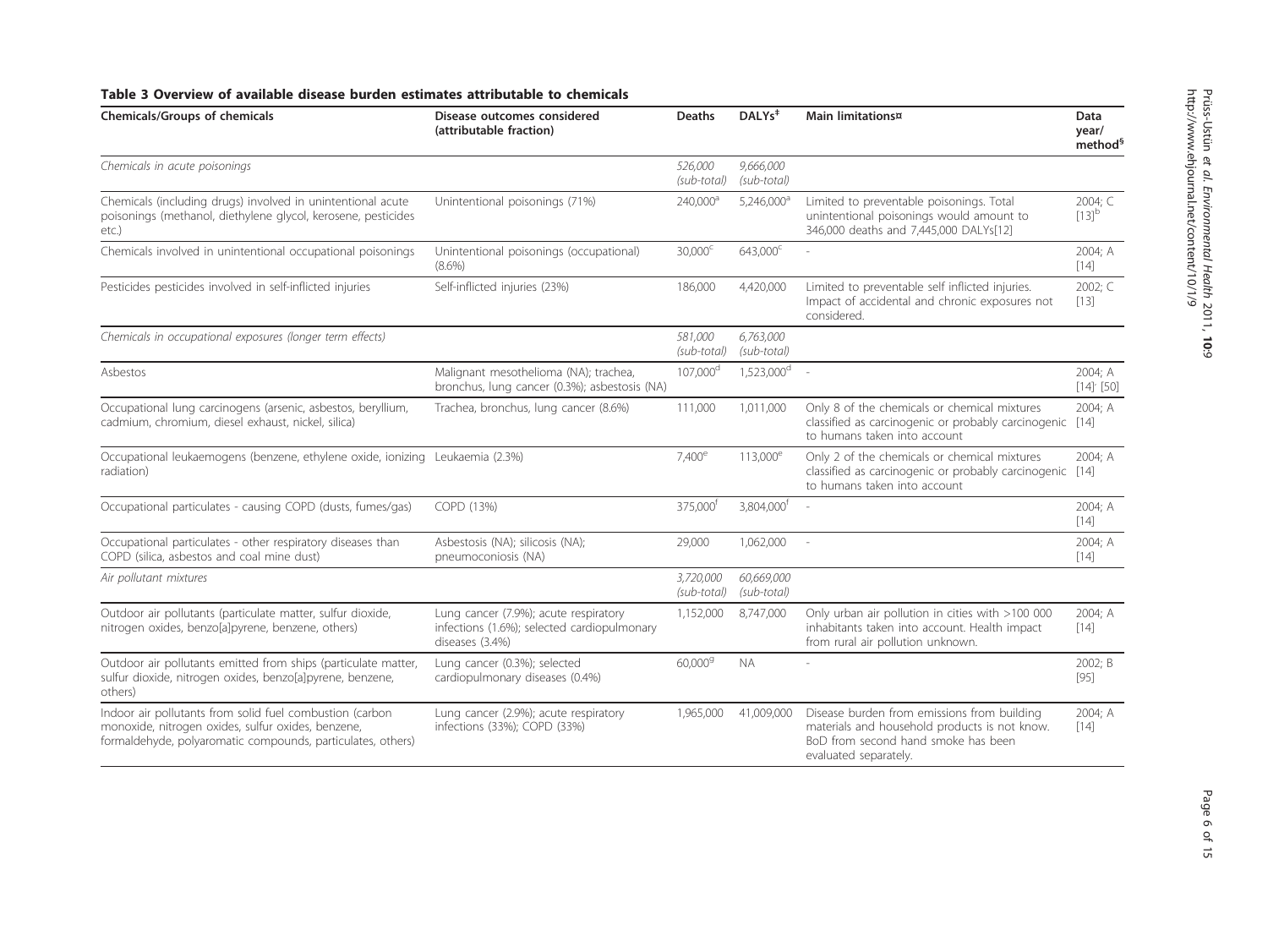**Table 3 Overview of available disease burden estimates attributable to chemicals**

| Chemicals/Groups of chemicals | Disease outcomes considered (attributable fraction) | Deaths | DALYs[‡] | Main limitations¤ | Data year/ method[§] |
|---|---|---|---|---|---|
| *Chemicals in acute poisonings* | | *526,000 (sub-total)* | *9,666,000 (sub-total)* | | |
| Chemicals (including drugs) involved in unintentional acute poisonings (methanol, diethylene glycol, kerosene, pesticides etc.) | Unintentional poisonings (71%) | 240,000[a] | 5,246,000[a] | Limited to preventable poisonings. Total unintentional poisonings would amount to 346,000 deaths and 7,445,000 DALYs[12] | 2004; C [13][b] |
| Chemicals involved in unintentional occupational poisonings | Unintentional poisonings (occupational) (8.6%) | 30,000[c] | 643,000[c] | - | 2004; A [14] |
| Pesticides pesticides involved in self-inflicted injuries | Self-inflicted injuries (23%) | 186,000 | 4,420,000 | Limited to preventable self inflicted injuries. Impact of accidental and chronic exposures not considered. | 2002; C [13] |
| *Chemicals in occupational exposures (longer term effects)* | | *581,000 (sub-total)* | *6,763,000 (sub-total)* | | |
| Asbestos | Malignant mesothelioma (NA); trachea, bronchus, lung cancer (0.3%); asbestosis (NA) | 107,000[d] | 1,523,000[d] | - | 2004; A [14]' [50] |
| Occupational lung carcinogens (arsenic, asbestos, beryllium, cadmium, chromium, diesel exhaust, nickel, silica) | Trachea, bronchus, lung cancer (8.6%) | 111,000 | 1,011,000 | Only 8 of the chemicals or chemical mixtures classified as carcinogenic or probably carcinogenic to humans taken into account | 2004; A [14] |
| Occupational leukaemogens (benzene, ethylene oxide, ionizing radiation) | Leukaemia (2.3%) | 7,400[e] | 113,000[e] | Only 2 of the chemicals or chemical mixtures classified as carcinogenic or probably carcinogenic to humans taken into account | 2004; A [14] |
| Occupational particulates - causing COPD (dusts, fumes/gas) | COPD (13%) | 375,000[f] | 3,804,000[f] | - | 2004; A [14] |
| Occupational particulates - other respiratory diseases than COPD (silica, asbestos and coal mine dust) | Asbestosis (NA); silicosis (NA); pneumoconiosis (NA) | 29,000 | 1,062,000 | - | 2004; A [14] |
| *Air pollutant mixtures* | | *3,720,000 (sub-total)* | *60,669,000 (sub-total)* | | |
| Outdoor air pollutants (particulate matter, sulfur dioxide, nitrogen oxides, benzo[a]pyrene, benzene, others) | Lung cancer (7.9%); acute respiratory infections (1.6%); selected cardiopulmonary diseases (3.4%) | 1,152,000 | 8,747,000 | Only urban air pollution in cities with >100 000 inhabitants taken into account. Health impact from rural air pollution unknown. | 2004; A [14] |
| Outdoor air pollutants emitted from ships (particulate matter, sulfur dioxide, nitrogen oxides, benzo[a]pyrene, benzene, others) | Lung cancer (0.3%); selected cardiopulmonary diseases (0.4%) | 60,000[g] | NA | - | 2002; B [95] |
| Indoor air pollutants from solid fuel combustion (carbon monoxide, nitrogen oxides, sulfur oxides, benzene, formaldehyde, polyaromatic compounds, particulates, others) | Lung cancer (2.9%); acute respiratory infections (33%); COPD (33%) | 1,965,000 | 41,009,000 | Disease burden from emissions from building materials and household products is not know. BoD from second hand smoke has been evaluated separately. | 2004; A [14] |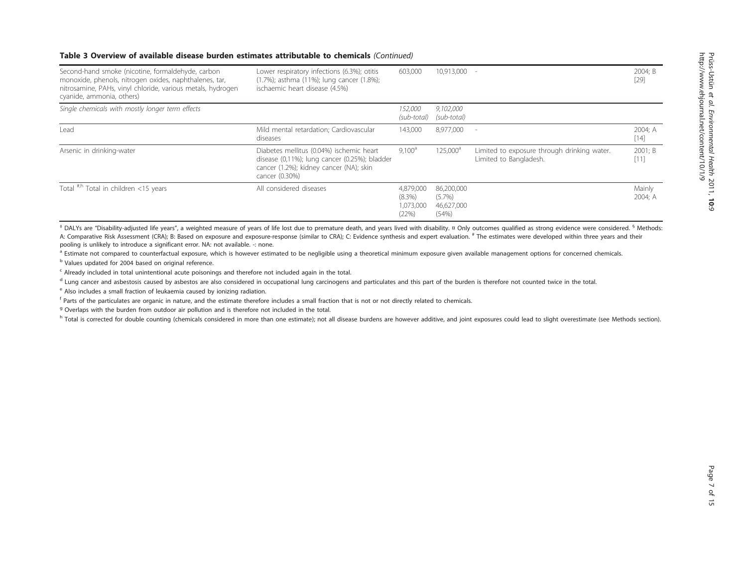**Table 3 Overview of available disease burden estimates attributable to chemicals** *(Continued)*

| | | | | | |
|---|---|---|---|---|---|
| Second-hand smoke (nicotine, formaldehyde, carbon monoxide, phenols, nitrogen oxides, naphthalenes, tar, nitrosamine, PAHs, vinyl chloride, various metals, hydrogen cyanide, ammonia, others) | Lower respiratory infections (6.3%); otitis (1.7%); asthma (11%); lung cancer (1.8%); ischaemic heart disease (4.5%) | 603,000 | 10,913,000 | - | 2004; B [29] |
| *Single chemicals with mostly longer term effects* | | *152,000 (sub-total)* | *9,102,000 (sub-total)* | | |
| Lead | Mild mental retardation; Cardiovascular diseases | 143,000 | 8,977,000 | - | 2004; A [14] |
| Arsenic in drinking-water | Diabetes mellitus (0.04%) ischemic heart disease (0,11%); lung cancer (0.25%); bladder cancer (1.2%); kidney cancer (NA); skin cancer (0.30%) | 9,100[a] | 125,000[a] | Limited to exposure through drinking water. Limited to Bangladesh. | 2001; B [11] |
| Total [#,h] Total in children <15 years | All considered diseases | 4,879,000 (8.3%) 1,073,000 (22%) | 86,200,000 (5.7%) 46,627,000 (54%) | | Mainly 2004; A |

[‡] DALYs are "Disability-adjusted life years", a weighted measure of years of life lost due to premature death, and years lived with disability. ¤ Only outcomes qualified as strong evidence were considered. [§] Methods: A: Comparative Risk Assessment (CRA); B: Based on exposure and exposure-response (similar to CRA); C: Evidence synthesis and expert evaluation. [#] The estimates were developed within three years and their pooling is unlikely to introduce a significant error. NA: not available. -: none.

[a] Estimate not compared to counterfactual exposure, which is however estimated to be negligible using a theoretical minimum exposure given available management options for concerned chemicals.

[b] Values updated for 2004 based on original reference.

[c] Already included in total unintentional acute poisonings and therefore not included again in the total.

[d] Lung cancer and asbestosis caused by asbestos are also considered in occupational lung carcinogens and particulates and this part of the burden is therefore not counted twice in the total.

[e] Also includes a small fraction of leukaemia caused by ionizing radiation.

[f] Parts of the particulates are organic in nature, and the estimate therefore includes a small fraction that is not or not directly related to chemicals.

[g] Overlaps with the burden from outdoor air pollution and is therefore not included in the total.

[h] Total is corrected for double counting (chemicals considered in more than one estimate); not all disease burdens are however additive, and joint exposures could lead to slight overestimate (see Methods section).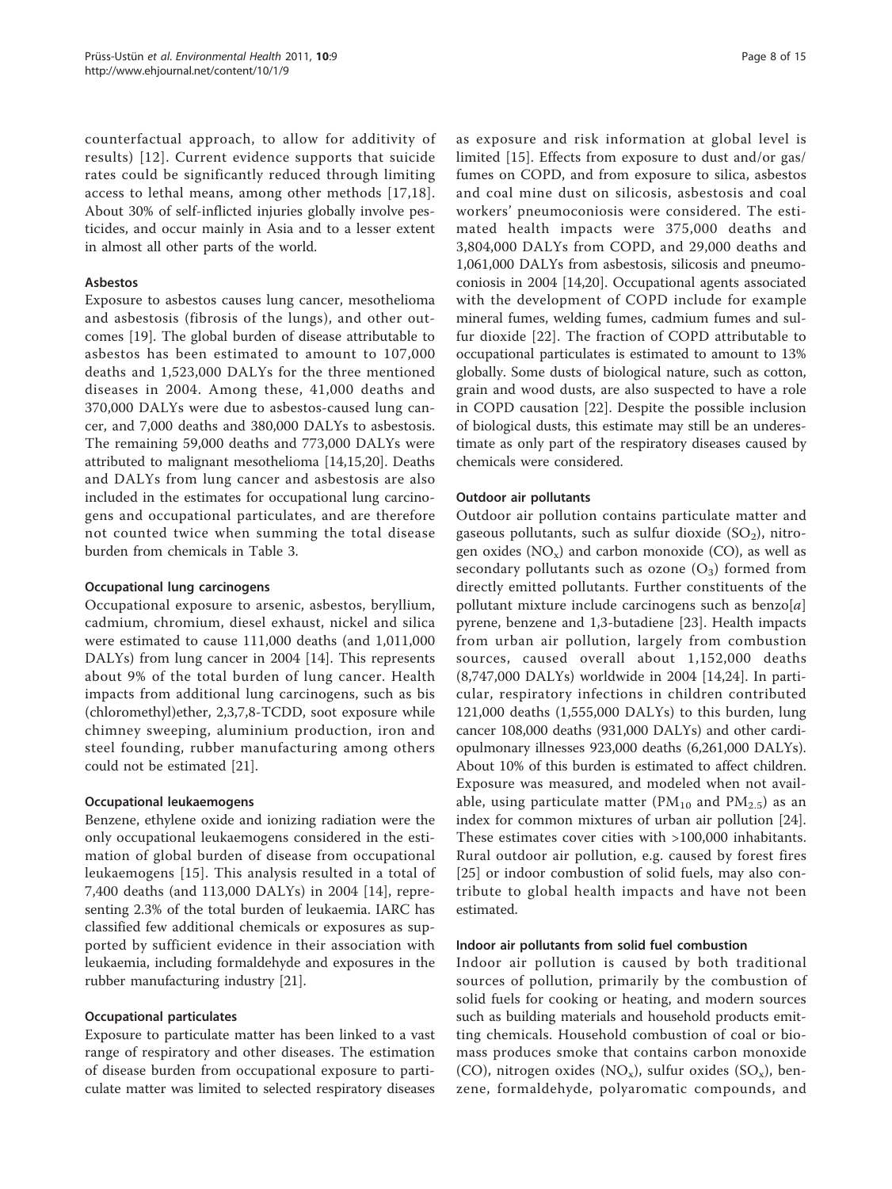counterfactual approach, to allow for additivity of results) [12]. Current evidence supports that suicide rates could be significantly reduced through limiting access to lethal means, among other methods [17,18]. About 30% of self-inflicted injuries globally involve pesticides, and occur mainly in Asia and to a lesser extent in almost all other parts of the world.

#### Asbestos

Exposure to asbestos causes lung cancer, mesothelioma and asbestosis (fibrosis of the lungs), and other outcomes [19]. The global burden of disease attributable to asbestos has been estimated to amount to 107,000 deaths and 1,523,000 DALYs for the three mentioned diseases in 2004. Among these, 41,000 deaths and 370,000 DALYs were due to asbestos-caused lung cancer, and 7,000 deaths and 380,000 DALYs to asbestosis. The remaining 59,000 deaths and 773,000 DALYs were attributed to malignant mesothelioma [14,15,20]. Deaths and DALYs from lung cancer and asbestosis are also included in the estimates for occupational lung carcinogens and occupational particulates, and are therefore not counted twice when summing the total disease burden from chemicals in Table 3.

#### Occupational lung carcinogens

Occupational exposure to arsenic, asbestos, beryllium, cadmium, chromium, diesel exhaust, nickel and silica were estimated to cause 111,000 deaths (and 1,011,000 DALYs) from lung cancer in 2004 [14]. This represents about 9% of the total burden of lung cancer. Health impacts from additional lung carcinogens, such as bis (chloromethyl)ether, 2,3,7,8-TCDD, soot exposure while chimney sweeping, aluminium production, iron and steel founding, rubber manufacturing among others could not be estimated [21].

#### Occupational leukaemogens

Benzene, ethylene oxide and ionizing radiation were the only occupational leukaemogens considered in the estimation of global burden of disease from occupational leukaemogens [15]. This analysis resulted in a total of 7,400 deaths (and 113,000 DALYs) in 2004 [14], representing 2.3% of the total burden of leukaemia. IARC has classified few additional chemicals or exposures as supported by sufficient evidence in their association with leukaemia, including formaldehyde and exposures in the rubber manufacturing industry [21].

#### Occupational particulates

Exposure to particulate matter has been linked to a vast range of respiratory and other diseases. The estimation of disease burden from occupational exposure to particulate matter was limited to selected respiratory diseases as exposure and risk information at global level is limited [15]. Effects from exposure to dust and/or gas/fumes on COPD, and from exposure to silica, asbestos and coal mine dust on silicosis, asbestosis and coal workers' pneumoconiosis were considered. The estimated health impacts were 375,000 deaths and 3,804,000 DALYs from COPD, and 29,000 deaths and 1,061,000 DALYs from asbestosis, silicosis and pneumoconiosis in 2004 [14,20]. Occupational agents associated with the development of COPD include for example mineral fumes, welding fumes, cadmium fumes and sulfur dioxide [22]. The fraction of COPD attributable to occupational particulates is estimated to amount to 13% globally. Some dusts of biological nature, such as cotton, grain and wood dusts, are also suspected to have a role in COPD causation [22]. Despite the possible inclusion of biological dusts, this estimate may still be an underestimate as only part of the respiratory diseases caused by chemicals were considered.

#### Outdoor air pollutants

Outdoor air pollution contains particulate matter and gaseous pollutants, such as sulfur dioxide ($SO_2$), nitrogen oxides ($NO_x$) and carbon monoxide (CO), as well as secondary pollutants such as ozone ($O_3$) formed from directly emitted pollutants. Further constituents of the pollutant mixture include carcinogens such as benzo[*a*] pyrene, benzene and 1,3-butadiene [23]. Health impacts from urban air pollution, largely from combustion sources, caused overall about 1,152,000 deaths (8,747,000 DALYs) worldwide in 2004 [14,24]. In particular, respiratory infections in children contributed 121,000 deaths (1,555,000 DALYs) to this burden, lung cancer 108,000 deaths (931,000 DALYs) and other cardiopulmonary illnesses 923,000 deaths (6,261,000 DALYs). About 10% of this burden is estimated to affect children. Exposure was measured, and modeled when not available, using particulate matter ($PM_{10}$ and $PM_{2.5}$) as an index for common mixtures of urban air pollution [24]. These estimates cover cities with >100,000 inhabitants. Rural outdoor air pollution, e.g. caused by forest fires [25] or indoor combustion of solid fuels, may also contribute to global health impacts and have not been estimated.

#### Indoor air pollutants from solid fuel combustion

Indoor air pollution is caused by both traditional sources of pollution, primarily by the combustion of solid fuels for cooking or heating, and modern sources such as building materials and household products emitting chemicals. Household combustion of coal or biomass produces smoke that contains carbon monoxide (CO), nitrogen oxides ($NO_x$), sulfur oxides ($SO_x$), benzene, formaldehyde, polyaromatic compounds, and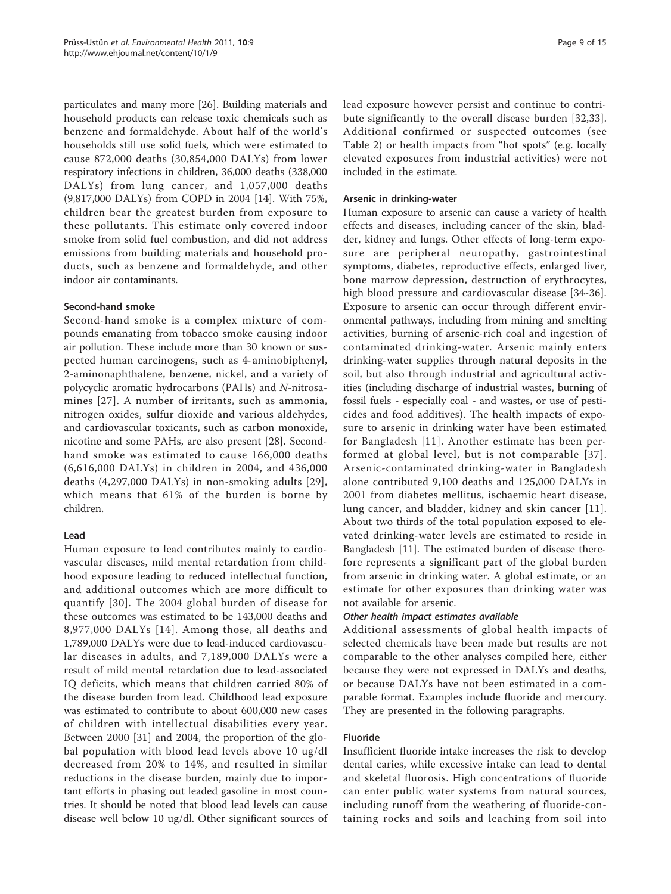particulates and many more [26]. Building materials and household products can release toxic chemicals such as benzene and formaldehyde. About half of the world's households still use solid fuels, which were estimated to cause 872,000 deaths (30,854,000 DALYs) from lower respiratory infections in children, 36,000 deaths (338,000 DALYs) from lung cancer, and 1,057,000 deaths (9,817,000 DALYs) from COPD in 2004 [14]. With 75%, children bear the greatest burden from exposure to these pollutants. This estimate only covered indoor smoke from solid fuel combustion, and did not address emissions from building materials and household products, such as benzene and formaldehyde, and other indoor air contaminants.

### Second-hand smoke

Second-hand smoke is a complex mixture of compounds emanating from tobacco smoke causing indoor air pollution. These include more than 30 known or suspected human carcinogens, such as 4-aminobiphenyl, 2-aminonaphthalene, benzene, nickel, and a variety of polycyclic aromatic hydrocarbons (PAHs) and *N*-nitrosamines [27]. A number of irritants, such as ammonia, nitrogen oxides, sulfur dioxide and various aldehydes, and cardiovascular toxicants, such as carbon monoxide, nicotine and some PAHs, are also present [28]. Second-hand smoke was estimated to cause 166,000 deaths (6,616,000 DALYs) in children in 2004, and 436,000 deaths (4,297,000 DALYs) in non-smoking adults [29], which means that 61% of the burden is borne by children.

### Lead

Human exposure to lead contributes mainly to cardiovascular diseases, mild mental retardation from childhood exposure leading to reduced intellectual function, and additional outcomes which are more difficult to quantify [30]. The 2004 global burden of disease for these outcomes was estimated to be 143,000 deaths and 8,977,000 DALYs [14]. Among those, all deaths and 1,789,000 DALYs were due to lead-induced cardiovascular diseases in adults, and 7,189,000 DALYs were a result of mild mental retardation due to lead-associated IQ deficits, which means that children carried 80% of the disease burden from lead. Childhood lead exposure was estimated to contribute to about 600,000 new cases of children with intellectual disabilities every year. Between 2000 [31] and 2004, the proportion of the global population with blood lead levels above 10 ug/dl decreased from 20% to 14%, and resulted in similar reductions in the disease burden, mainly due to important efforts in phasing out leaded gasoline in most countries. It should be noted that blood lead levels can cause disease well below 10 ug/dl. Other significant sources of lead exposure however persist and continue to contribute significantly to the overall disease burden [32,33]. Additional confirmed or suspected outcomes (see Table 2) or health impacts from "hot spots" (e.g. locally elevated exposures from industrial activities) were not included in the estimate.

### Arsenic in drinking-water

Human exposure to arsenic can cause a variety of health effects and diseases, including cancer of the skin, bladder, kidney and lungs. Other effects of long-term exposure are peripheral neuropathy, gastrointestinal symptoms, diabetes, reproductive effects, enlarged liver, bone marrow depression, destruction of erythrocytes, high blood pressure and cardiovascular disease [34-36]. Exposure to arsenic can occur through different environmental pathways, including from mining and smelting activities, burning of arsenic-rich coal and ingestion of contaminated drinking-water. Arsenic mainly enters drinking-water supplies through natural deposits in the soil, but also through industrial and agricultural activities (including discharge of industrial wastes, burning of fossil fuels - especially coal - and wastes, or use of pesticides and food additives). The health impacts of exposure to arsenic in drinking water have been estimated for Bangladesh [11]. Another estimate has been performed at global level, but is not comparable [37]. Arsenic-contaminated drinking-water in Bangladesh alone contributed 9,100 deaths and 125,000 DALYs in 2001 from diabetes mellitus, ischaemic heart disease, lung cancer, and bladder, kidney and skin cancer [11]. About two thirds of the total population exposed to elevated drinking-water levels are estimated to reside in Bangladesh [11]. The estimated burden of disease therefore represents a significant part of the global burden from arsenic in drinking water. A global estimate, or an estimate for other exposures than drinking water was not available for arsenic.

#### *Other health impact estimates available*

Additional assessments of global health impacts of selected chemicals have been made but results are not comparable to the other analyses compiled here, either because they were not expressed in DALYs and deaths, or because DALYs have not been estimated in a comparable format. Examples include fluoride and mercury. They are presented in the following paragraphs.

### Fluoride

Insufficient fluoride intake increases the risk to develop dental caries, while excessive intake can lead to dental and skeletal fluorosis. High concentrations of fluoride can enter public water systems from natural sources, including runoff from the weathering of fluoride-containing rocks and soils and leaching from soil into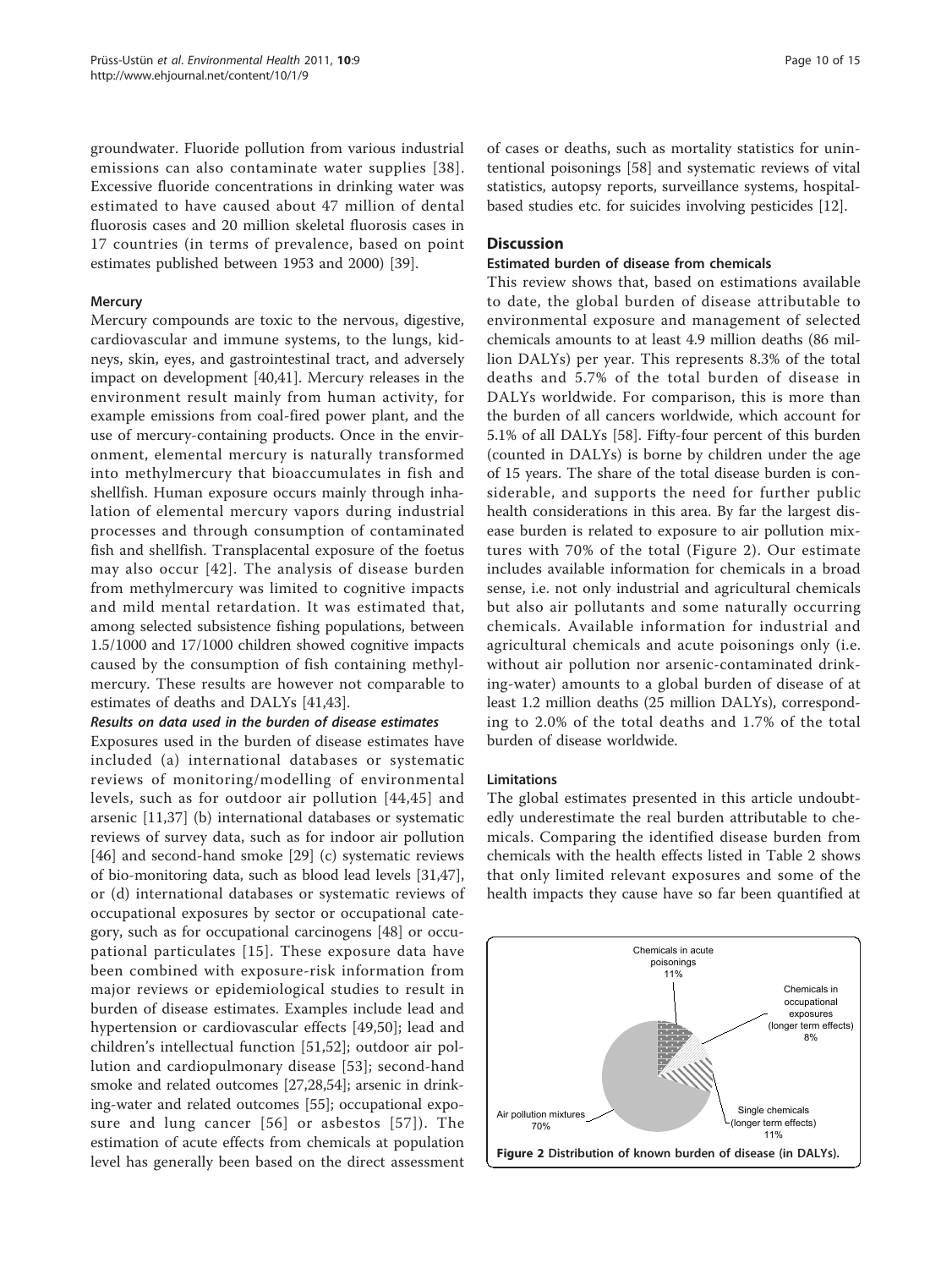groundwater. Fluoride pollution from various industrial emissions can also contaminate water supplies [38]. Excessive fluoride concentrations in drinking water was estimated to have caused about 47 million of dental fluorosis cases and 20 million skeletal fluorosis cases in 17 countries (in terms of prevalence, based on point estimates published between 1953 and 2000) [39].

### Mercury

Mercury compounds are toxic to the nervous, digestive, cardiovascular and immune systems, to the lungs, kidneys, skin, eyes, and gastrointestinal tract, and adversely impact on development [40,41]. Mercury releases in the environment result mainly from human activity, for example emissions from coal-fired power plant, and the use of mercury-containing products. Once in the environment, elemental mercury is naturally transformed into methylmercury that bioaccumulates in fish and shellfish. Human exposure occurs mainly through inhalation of elemental mercury vapors during industrial processes and through consumption of contaminated fish and shellfish. Transplacental exposure of the foetus may also occur [42]. The analysis of disease burden from methylmercury was limited to cognitive impacts and mild mental retardation. It was estimated that, among selected subsistence fishing populations, between 1.5/1000 and 17/1000 children showed cognitive impacts caused by the consumption of fish containing methylmercury. These results are however not comparable to estimates of deaths and DALYs [41,43].

#### *Results on data used in the burden of disease estimates*

Exposures used in the burden of disease estimates have included (a) international databases or systematic reviews of monitoring/modelling of environmental levels, such as for outdoor air pollution [44,45] and arsenic [11,37] (b) international databases or systematic reviews of survey data, such as for indoor air pollution [46] and second-hand smoke [29] (c) systematic reviews of bio-monitoring data, such as blood lead levels [31,47], or (d) international databases or systematic reviews of occupational exposures by sector or occupational category, such as for occupational carcinogens [48] or occupational particulates [15]. These exposure data have been combined with exposure-risk information from major reviews or epidemiological studies to result in burden of disease estimates. Examples include lead and hypertension or cardiovascular effects [49,50]; lead and children's intellectual function [51,52]; outdoor air pollution and cardiopulmonary disease [53]; second-hand smoke and related outcomes [27,28,54]; arsenic in drinking-water and related outcomes [55]; occupational exposure and lung cancer [56] or asbestos [57]). The estimation of acute effects from chemicals at population level has generally been based on the direct assessment of cases or deaths, such as mortality statistics for unintentional poisonings [58] and systematic reviews of vital statistics, autopsy reports, surveillance systems, hospital-based studies etc. for suicides involving pesticides [12].

## Discussion

### Estimated burden of disease from chemicals

This review shows that, based on estimations available to date, the global burden of disease attributable to environmental exposure and management of selected chemicals amounts to at least 4.9 million deaths (86 million DALYs) per year. This represents 8.3% of the total deaths and 5.7% of the total burden of disease in DALYs worldwide. For comparison, this is more than the burden of all cancers worldwide, which account for 5.1% of all DALYs [58]. Fifty-four percent of this burden (counted in DALYs) is borne by children under the age of 15 years. The share of the total disease burden is considerable, and supports the need for further public health considerations in this area. By far the largest disease burden is related to exposure to air pollution mixtures with 70% of the total (Figure 2). Our estimate includes available information for chemicals in a broad sense, i.e. not only industrial and agricultural chemicals but also air pollutants and some naturally occurring chemicals. Available information for industrial and agricultural chemicals and acute poisonings only (i.e. without air pollution nor arsenic-contaminated drinking-water) amounts to a global burden of disease of at least 1.2 million deaths (25 million DALYs), corresponding to 2.0% of the total deaths and 1.7% of the total burden of disease worldwide.

### Limitations

The global estimates presented in this article undoubtedly underestimate the real burden attributable to chemicals. Comparing the identified disease burden from chemicals with the health effects listed in Table 2 shows that only limited relevant exposures and some of the health impacts they cause have so far been quantified at

Chemicals in acute poisonings 11%; Chemicals in occupational exposures (longer term effects) 8%; Single chemicals (longer term effects) 11%; Air pollution mixtures 70%

**Figure 2 Distribution of known burden of disease (in DALYs).**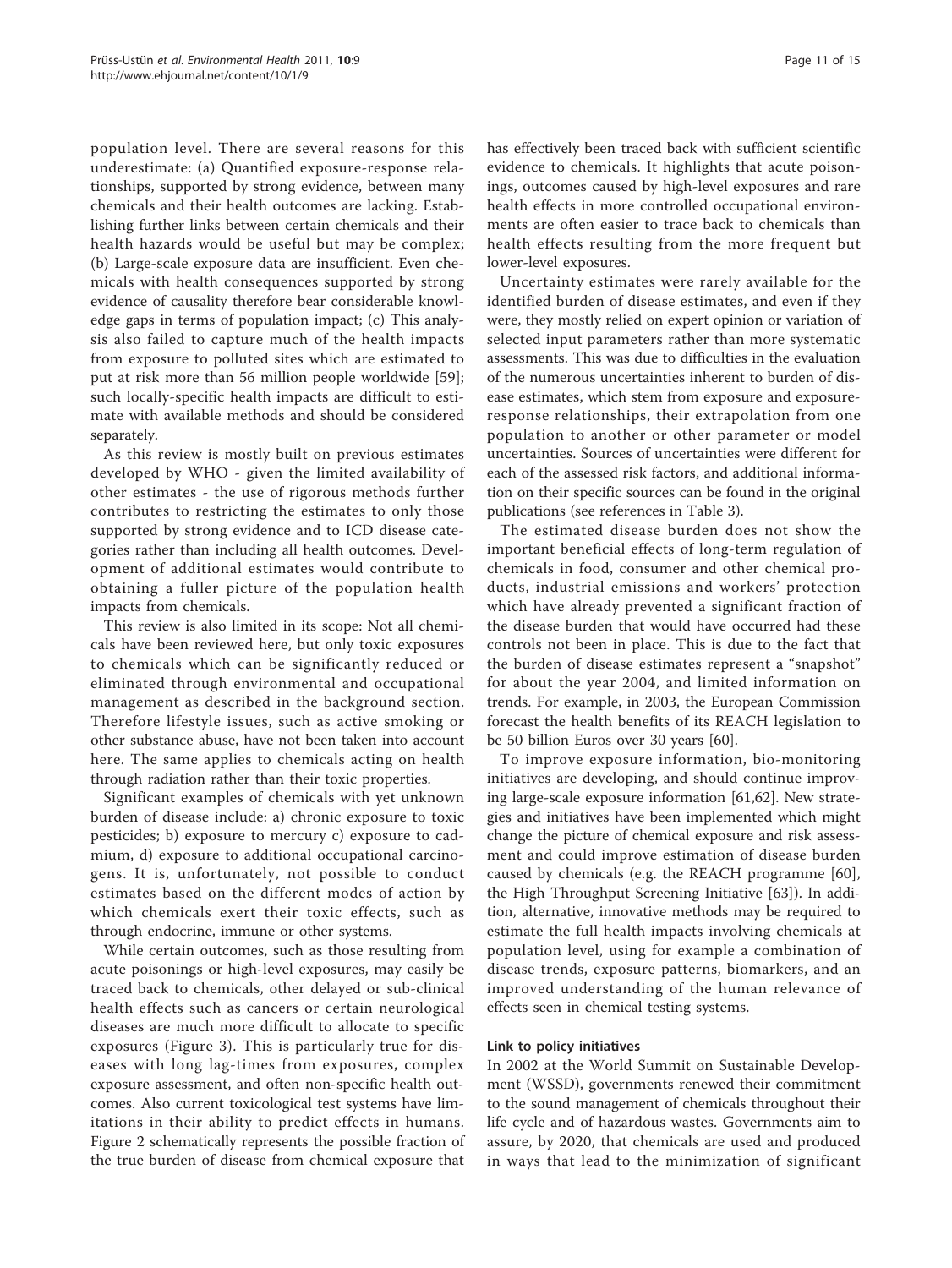population level. There are several reasons for this underestimate: (a) Quantified exposure-response relationships, supported by strong evidence, between many chemicals and their health outcomes are lacking. Establishing further links between certain chemicals and their health hazards would be useful but may be complex; (b) Large-scale exposure data are insufficient. Even chemicals with health consequences supported by strong evidence of causality therefore bear considerable knowledge gaps in terms of population impact; (c) This analysis also failed to capture much of the health impacts from exposure to polluted sites which are estimated to put at risk more than 56 million people worldwide [59]; such locally-specific health impacts are difficult to estimate with available methods and should be considered separately.

As this review is mostly built on previous estimates developed by WHO - given the limited availability of other estimates - the use of rigorous methods further contributes to restricting the estimates to only those supported by strong evidence and to ICD disease categories rather than including all health outcomes. Development of additional estimates would contribute to obtaining a fuller picture of the population health impacts from chemicals.

This review is also limited in its scope: Not all chemicals have been reviewed here, but only toxic exposures to chemicals which can be significantly reduced or eliminated through environmental and occupational management as described in the background section. Therefore lifestyle issues, such as active smoking or other substance abuse, have not been taken into account here. The same applies to chemicals acting on health through radiation rather than their toxic properties.

Significant examples of chemicals with yet unknown burden of disease include: a) chronic exposure to toxic pesticides; b) exposure to mercury c) exposure to cadmium, d) exposure to additional occupational carcinogens. It is, unfortunately, not possible to conduct estimates based on the different modes of action by which chemicals exert their toxic effects, such as through endocrine, immune or other systems.

While certain outcomes, such as those resulting from acute poisonings or high-level exposures, may easily be traced back to chemicals, other delayed or sub-clinical health effects such as cancers or certain neurological diseases are much more difficult to allocate to specific exposures (Figure 3). This is particularly true for diseases with long lag-times from exposures, complex exposure assessment, and often non-specific health outcomes. Also current toxicological test systems have limitations in their ability to predict effects in humans. Figure 2 schematically represents the possible fraction of the true burden of disease from chemical exposure that has effectively been traced back with sufficient scientific evidence to chemicals. It highlights that acute poisonings, outcomes caused by high-level exposures and rare health effects in more controlled occupational environments are often easier to trace back to chemicals than health effects resulting from the more frequent but lower-level exposures.

Uncertainty estimates were rarely available for the identified burden of disease estimates, and even if they were, they mostly relied on expert opinion or variation of selected input parameters rather than more systematic assessments. This was due to difficulties in the evaluation of the numerous uncertainties inherent to burden of disease estimates, which stem from exposure and exposure-response relationships, their extrapolation from one population to another or other parameter or model uncertainties. Sources of uncertainties were different for each of the assessed risk factors, and additional information on their specific sources can be found in the original publications (see references in Table 3).

The estimated disease burden does not show the important beneficial effects of long-term regulation of chemicals in food, consumer and other chemical products, industrial emissions and workers' protection which have already prevented a significant fraction of the disease burden that would have occurred had these controls not been in place. This is due to the fact that the burden of disease estimates represent a "snapshot" for about the year 2004, and limited information on trends. For example, in 2003, the European Commission forecast the health benefits of its REACH legislation to be 50 billion Euros over 30 years [60].

To improve exposure information, bio-monitoring initiatives are developing, and should continue improving large-scale exposure information [61,62]. New strategies and initiatives have been implemented which might change the picture of chemical exposure and risk assessment and could improve estimation of disease burden caused by chemicals (e.g. the REACH programme [60], the High Throughput Screening Initiative [63]). In addition, alternative, innovative methods may be required to estimate the full health impacts involving chemicals at population level, using for example a combination of disease trends, exposure patterns, biomarkers, and an improved understanding of the human relevance of effects seen in chemical testing systems.

#### Link to policy initiatives

In 2002 at the World Summit on Sustainable Development (WSSD), governments renewed their commitment to the sound management of chemicals throughout their life cycle and of hazardous wastes. Governments aim to assure, by 2020, that chemicals are used and produced in ways that lead to the minimization of significant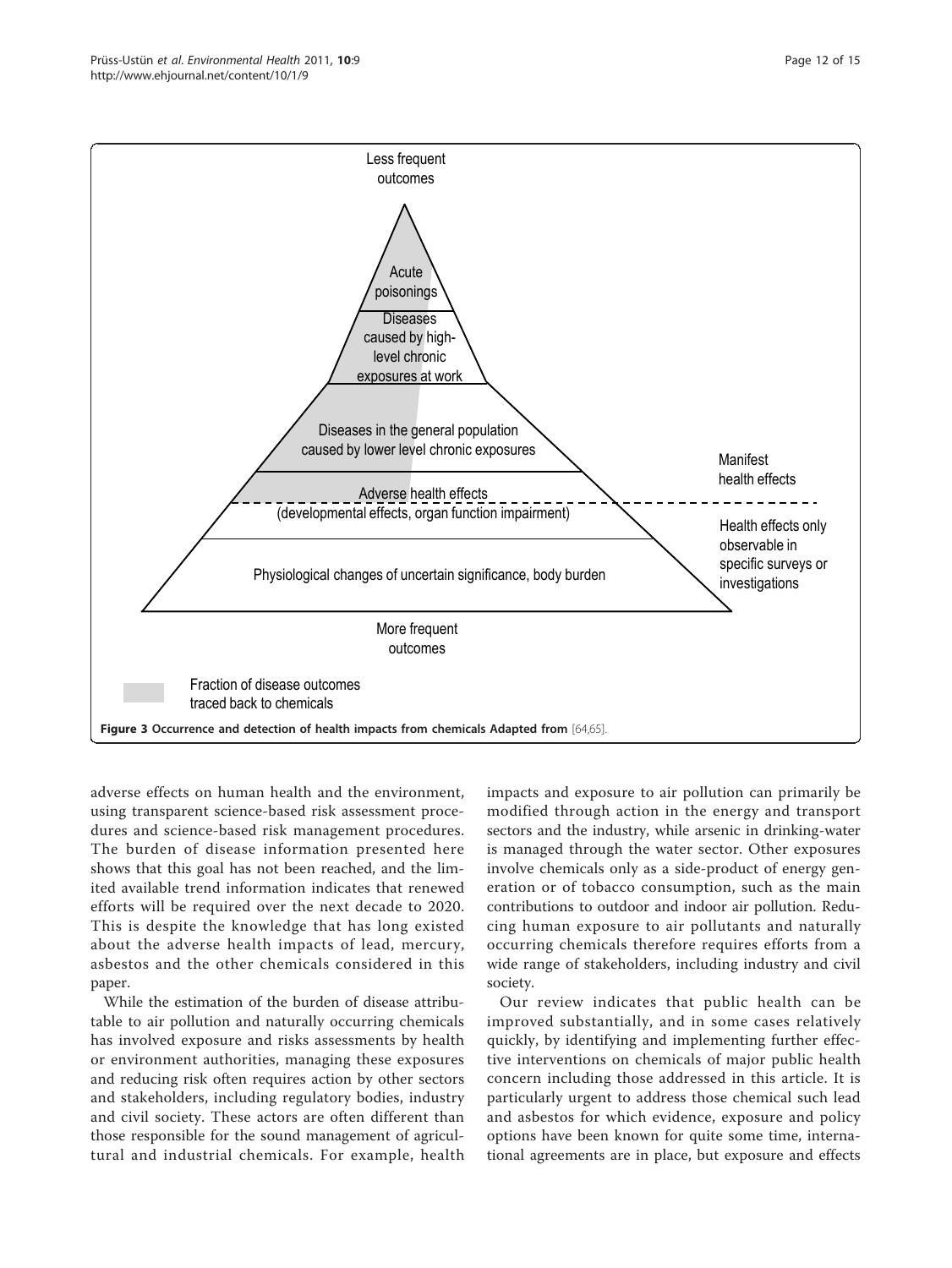Less frequent outcomes

Acute poisonings

Diseases caused by high-level chronic exposures at work

Diseases in the general population caused by lower level chronic exposures

Adverse health effects (developmental effects, organ function impairment)

Physiological changes of uncertain significance, body burden

More frequent outcomes

Manifest health effects

Health effects only observable in specific surveys or investigations

Fraction of disease outcomes traced back to chemicals

**Figure 3 Occurrence and detection of health impacts from chemicals Adapted from** [64,65].

adverse effects on human health and the environment, using transparent science-based risk assessment procedures and science-based risk management procedures. The burden of disease information presented here shows that this goal has not been reached, and the limited available trend information indicates that renewed efforts will be required over the next decade to 2020. This is despite the knowledge that has long existed about the adverse health impacts of lead, mercury, asbestos and the other chemicals considered in this paper.

While the estimation of the burden of disease attributable to air pollution and naturally occurring chemicals has involved exposure and risks assessments by health or environment authorities, managing these exposures and reducing risk often requires action by other sectors and stakeholders, including regulatory bodies, industry and civil society. These actors are often different than those responsible for the sound management of agricultural and industrial chemicals. For example, health impacts and exposure to air pollution can primarily be modified through action in the energy and transport sectors and the industry, while arsenic in drinking-water is managed through the water sector. Other exposures involve chemicals only as a side-product of energy generation or of tobacco consumption, such as the main contributions to outdoor and indoor air pollution. Reducing human exposure to air pollutants and naturally occurring chemicals therefore requires efforts from a wide range of stakeholders, including industry and civil society.

Our review indicates that public health can be improved substantially, and in some cases relatively quickly, by identifying and implementing further effective interventions on chemicals of major public health concern including those addressed in this article. It is particularly urgent to address those chemical such lead and asbestos for which evidence, exposure and policy options have been known for quite some time, international agreements are in place, but exposure and effects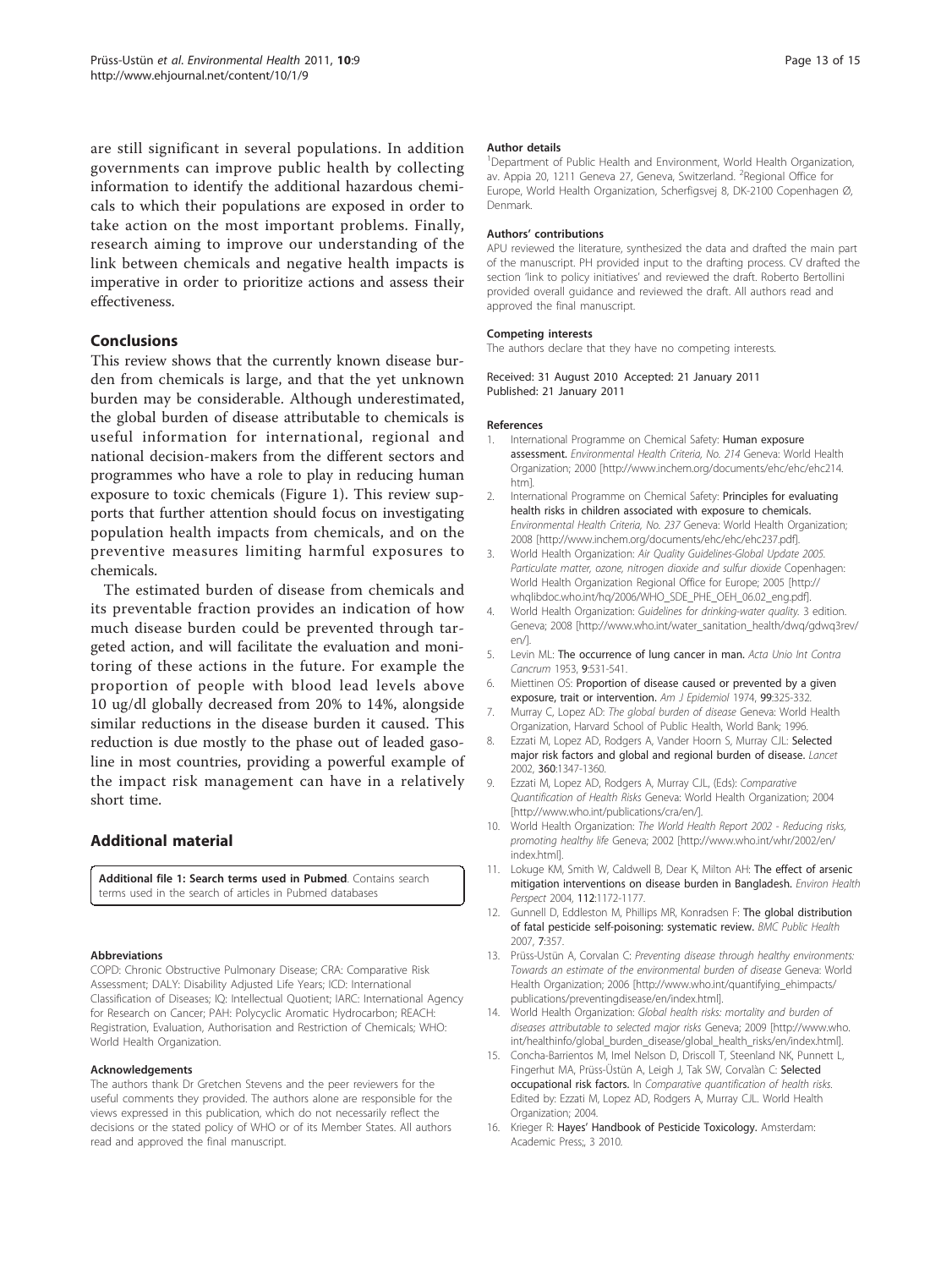are still significant in several populations. In addition governments can improve public health by collecting information to identify the additional hazardous chemicals to which their populations are exposed in order to take action on the most important problems. Finally, research aiming to improve our understanding of the link between chemicals and negative health impacts is imperative in order to prioritize actions and assess their effectiveness.

## Conclusions

This review shows that the currently known disease burden from chemicals is large, and that the yet unknown burden may be considerable. Although underestimated, the global burden of disease attributable to chemicals is useful information for international, regional and national decision-makers from the different sectors and programmes who have a role to play in reducing human exposure to toxic chemicals (Figure 1). This review supports that further attention should focus on investigating population health impacts from chemicals, and on the preventive measures limiting harmful exposures to chemicals.

The estimated burden of disease from chemicals and its preventable fraction provides an indication of how much disease burden could be prevented through targeted action, and will facilitate the evaluation and monitoring of these actions in the future. For example the proportion of people with blood lead levels above 10 ug/dl globally decreased from 20% to 14%, alongside similar reductions in the disease burden it caused. This reduction is due mostly to the phase out of leaded gasoline in most countries, providing a powerful example of the impact risk management can have in a relatively short time.

## Additional material

**Additional file 1: Search terms used in Pubmed**. Contains search terms used in the search of articles in Pubmed databases

#### Abbreviations

COPD: Chronic Obstructive Pulmonary Disease; CRA: Comparative Risk Assessment; DALY: Disability Adjusted Life Years; ICD: International Classification of Diseases; IQ: Intellectual Quotient; IARC: International Agency for Research on Cancer; PAH: Polycyclic Aromatic Hydrocarbon; REACH: Registration, Evaluation, Authorisation and Restriction of Chemicals; WHO: World Health Organization.

#### Acknowledgements

The authors thank Dr Gretchen Stevens and the peer reviewers for the useful comments they provided. The authors alone are responsible for the views expressed in this publication, which do not necessarily reflect the decisions or the stated policy of WHO or of its Member States. All authors read and approved the final manuscript.

#### Author details

[1]Department of Public Health and Environment, World Health Organization, av. Appia 20, 1211 Geneva 27, Geneva, Switzerland. [2]Regional Office for Europe, World Health Organization, Scherfigsvej 8, DK-2100 Copenhagen Ø, Denmark.

#### Authors' contributions

APU reviewed the literature, synthesized the data and drafted the main part of the manuscript. PH provided input to the drafting process. CV drafted the section 'link to policy initiatives' and reviewed the draft. Roberto Bertollini provided overall guidance and reviewed the draft. All authors read and approved the final manuscript.

#### Competing interests

The authors declare that they have no competing interests.

Received: 31 August 2010 Accepted: 21 January 2011
Published: 21 January 2011

#### References

1. International Programme on Chemical Safety: **Human exposure assessment.** *Environmental Health Criteria, No. 214* Geneva: World Health Organization; 2000 [http://www.inchem.org/documents/ehc/ehc/ehc214.htm].
2. International Programme on Chemical Safety: **Principles for evaluating health risks in children associated with exposure to chemicals.** *Environmental Health Criteria, No. 237* Geneva: World Health Organization; 2008 [http://www.inchem.org/documents/ehc/ehc/ehc237.pdf].
3. World Health Organization: *Air Quality Guidelines-Global Update 2005. Particulate matter, ozone, nitrogen dioxide and sulfur dioxide* Copenhagen: World Health Organization Regional Office for Europe; 2005 [http://whqlibdoc.who.int/hq/2006/WHO_SDE_PHE_OEH_06.02_eng.pdf].
4. World Health Organization: *Guidelines for drinking-water quality.* 3 edition. Geneva; 2008 [http://www.who.int/water_sanitation_health/dwq/gdwq3rev/en/].
5. Levin ML: **The occurrence of lung cancer in man.** *Acta Unio Int Contra Cancrum* 1953, **9**:531-541.
6. Miettinen OS: **Proportion of disease caused or prevented by a given exposure, trait or intervention.** *Am J Epidemiol* 1974, **99**:325-332.
7. Murray C, Lopez AD: *The global burden of disease* Geneva: World Health Organization, Harvard School of Public Health, World Bank; 1996.
8. Ezzati M, Lopez AD, Rodgers A, Vander Hoorn S, Murray CJL: **Selected major risk factors and global and regional burden of disease.** *Lancet* 2002, **360**:1347-1360.
9. Ezzati M, Lopez AD, Rodgers A, Murray CJL, (Eds): *Comparative Quantification of Health Risks* Geneva: World Health Organization; 2004 [http://www.who.int/publications/cra/en/].
10. World Health Organization: *The World Health Report 2002 - Reducing risks, promoting healthy life* Geneva; 2002 [http://www.who.int/whr/2002/en/index.html].
11. Lokuge KM, Smith W, Caldwell B, Dear K, Milton AH: **The effect of arsenic mitigation interventions on disease burden in Bangladesh.** *Environ Health Perspect* 2004, **112**:1172-1177.
12. Gunnell D, Eddleston M, Phillips MR, Konradsen F: **The global distribution of fatal pesticide self-poisoning: systematic review.** *BMC Public Health* 2007, **7**:357.
13. Prüss-Ustün A, Corvalan C: *Preventing disease through healthy environments: Towards an estimate of the environmental burden of disease* Geneva: World Health Organization; 2006 [http://www.who.int/quantifying_ehimpacts/publications/preventingdisease/en/index.html].
14. World Health Organization: *Global health risks: mortality and burden of diseases attributable to selected major risks* Geneva; 2009 [http://www.who.int/healthinfo/global_burden_disease/global_health_risks/en/index.html].
15. Concha-Barrientos M, Imel Nelson D, Driscoll T, Steenland NK, Punnett L, Fingerhut MA, Prüss-Üstün A, Leigh J, Tak SW, Corvalàn C: **Selected occupational risk factors.** In *Comparative quantification of health risks.* Edited by: Ezzati M, Lopez AD, Rodgers A, Murray CJL. World Health Organization; 2004.
16. Krieger R: **Hayes' Handbook of Pesticide Toxicology.** Amsterdam: Academic Press;, 3 2010.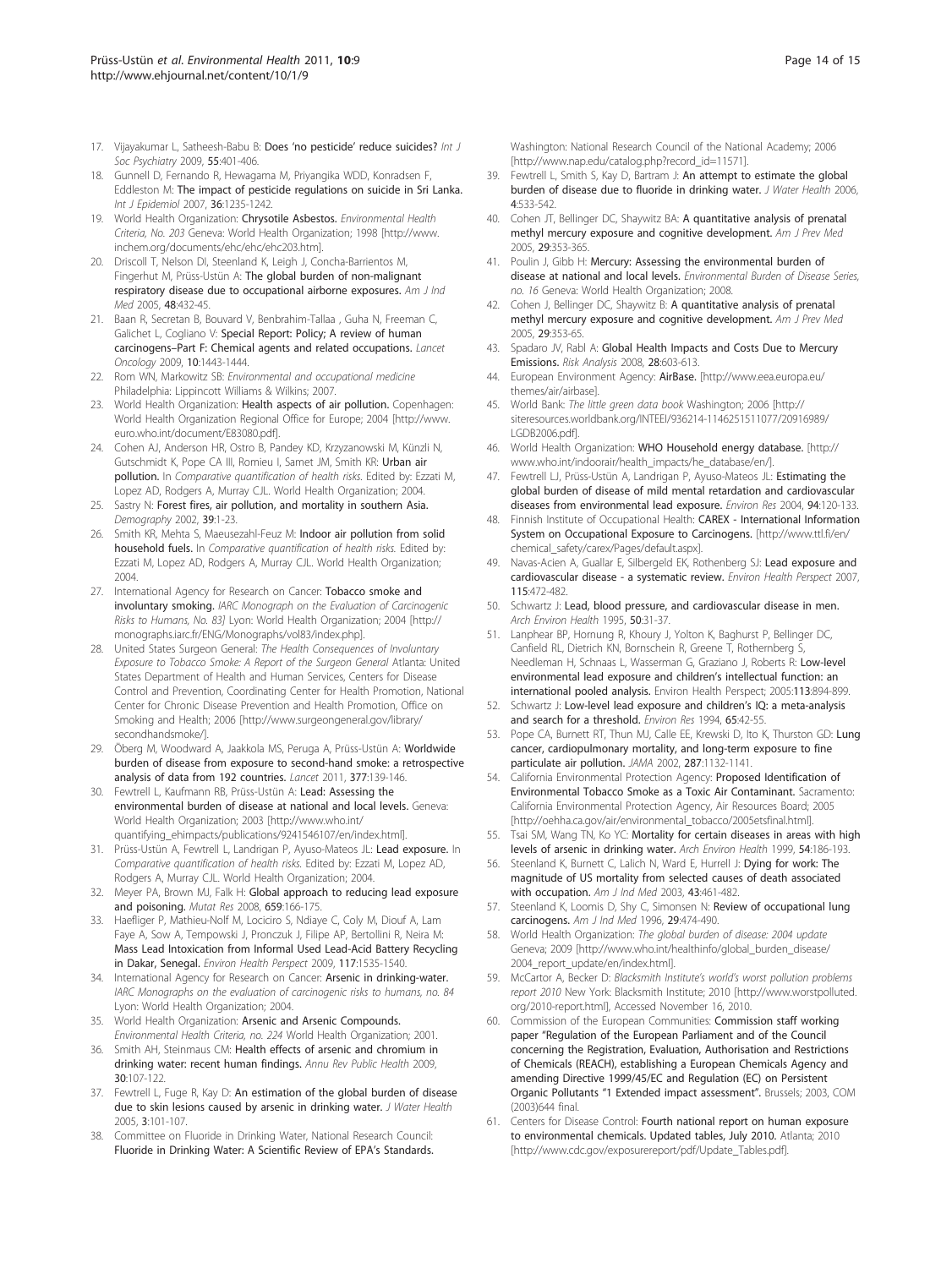17. Vijayakumar L, Satheesh-Babu B: **Does 'no pesticide' reduce suicides?** *Int J Soc Psychiatry* 2009, **55**:401-406.
18. Gunnell D, Fernando R, Hewagama M, Priyangika WDD, Konradsen F, Eddleston M: **The impact of pesticide regulations on suicide in Sri Lanka.** *Int J Epidemiol* 2007, **36**:1235-1242.
19. World Health Organization: **Chrysotile Asbestos.** *Environmental Health Criteria, No. 203* Geneva: World Health Organization; 1998 [http://www.inchem.org/documents/ehc/ehc/ehc203.htm].
20. Driscoll T, Nelson DI, Steenland K, Leigh J, Concha-Barrientos M, Fingerhut M, Prüss-Ustün A: **The global burden of non-malignant respiratory disease due to occupational airborne exposures.** *Am J Ind Med* 2005, **48**:432-45.
21. Baan R, Secretan B, Bouvard V, Benbrahim-Tallaa , Guha N, Freeman C, Galichet L, Cogliano V: **Special Report: Policy; A review of human carcinogens–Part F: Chemical agents and related occupations.** *Lancet Oncology* 2009, **10**:1443-1444.
22. Rom WN, Markowitz SB: *Environmental and occupational medicine* Philadelphia: Lippincott Williams & Wilkins; 2007.
23. World Health Organization: **Health aspects of air pollution.** Copenhagen: World Health Organization Regional Office for Europe; 2004 [http://www.euro.who.int/document/E83080.pdf].
24. Cohen AJ, Anderson HR, Ostro B, Pandey KD, Krzyzanowski M, Künzli N, Gutschmidt K, Pope CA III, Romieu I, Samet JM, Smith KR: **Urban air pollution.** In *Comparative quantification of health risks.* Edited by: Ezzati M, Lopez AD, Rodgers A, Murray CJL. World Health Organization; 2004.
25. Sastry N: **Forest fires, air pollution, and mortality in southern Asia.** *Demography* 2002, **39**:1-23.
26. Smith KR, Mehta S, Maeusezahl-Feuz M: **Indoor air pollution from solid household fuels.** In *Comparative quantification of health risks.* Edited by: Ezzati M, Lopez AD, Rodgers A, Murray CJL. World Health Organization; 2004.
27. International Agency for Research on Cancer: **Tobacco smoke and involuntary smoking.** *IARC Monograph on the Evaluation of Carcinogenic Risks to Humans, No. 83]* Lyon: World Health Organization; 2004 [http://monographs.iarc.fr/ENG/Monographs/vol83/index.php].
28. United States Surgeon General: *The Health Consequences of Involuntary Exposure to Tobacco Smoke: A Report of the Surgeon General* Atlanta: United States Department of Health and Human Services, Centers for Disease Control and Prevention, Coordinating Center for Health Promotion, National Center for Chronic Disease Prevention and Health Promotion, Office on Smoking and Health; 2006 [http://www.surgeongeneral.gov/library/secondhandsmoke/].
29. Öberg M, Woodward A, Jaakkola MS, Peruga A, Prüss-Ustün A: **Worldwide burden of disease from exposure to second-hand smoke: a retrospective analysis of data from 192 countries.** *Lancet* 2011, **377**:139-146.
30. Fewtrell L, Kaufmann RB, Prüss-Ustün A: **Lead: Assessing the environmental burden of disease at national and local levels.** Geneva: World Health Organization; 2003 [http://www.who.int/quantifying_ehimpacts/publications/9241546107/en/index.html].
31. Prüss-Ustün A, Fewtrell L, Landrigan P, Ayuso-Mateos JL: **Lead exposure.** In *Comparative quantification of health risks.* Edited by: Ezzati M, Lopez AD, Rodgers A, Murray CJL. World Health Organization; 2004.
32. Meyer PA, Brown MJ, Falk H: **Global approach to reducing lead exposure and poisoning.** *Mutat Res* 2008, **659**:166-175.
33. Haefliger P, Mathieu-Nolf M, Lociciro S, Ndiaye C, Coly M, Diouf A, Lam Faye A, Sow A, Tempowski J, Pronczuk J, Filipe AP, Bertollini R, Neira M: **Mass Lead Intoxication from Informal Used Lead-Acid Battery Recycling in Dakar, Senegal.** *Environ Health Perspect* 2009, **117**:1535-1540.
34. International Agency for Research on Cancer: **Arsenic in drinking-water.** *IARC Monographs on the evaluation of carcinogenic risks to humans, no. 84* Lyon: World Health Organization; 2004.
35. World Health Organization: **Arsenic and Arsenic Compounds.** *Environmental Health Criteria, no. 224* World Health Organization; 2001.
36. Smith AH, Steinmaus CM: **Health effects of arsenic and chromium in drinking water: recent human findings.** *Annu Rev Public Health* 2009, **30**:107-122.
37. Fewtrell L, Fuge R, Kay D: **An estimation of the global burden of disease due to skin lesions caused by arsenic in drinking water.** *J Water Health* 2005, **3**:101-107.
38. Committee on Fluoride in Drinking Water, National Research Council: **Fluoride in Drinking Water: A Scientific Review of EPA's Standards.** Washington: National Research Council of the National Academy; 2006 [http://www.nap.edu/catalog.php?record_id=11571].
39. Fewtrell L, Smith S, Kay D, Bartram J: **An attempt to estimate the global burden of disease due to fluoride in drinking water.** *J Water Health* 2006, **4**:533-542.
40. Cohen JT, Bellinger DC, Shaywitz BA: **A quantitative analysis of prenatal methyl mercury exposure and cognitive development.** *Am J Prev Med* 2005, **29**:353-365.
41. Poulin J, Gibb H: **Mercury: Assessing the environmental burden of disease at national and local levels.** *Environmental Burden of Disease Series, no. 16* Geneva: World Health Organization; 2008.
42. Cohen J, Bellinger DC, Shaywitz B: **A quantitative analysis of prenatal methyl mercury exposure and cognitive development.** *Am J Prev Med* 2005, **29**:353-65.
43. Spadaro JV, Rabl A: **Global Health Impacts and Costs Due to Mercury Emissions.** *Risk Analysis* 2008, **28**:603-613.
44. European Environment Agency: **AirBase.** [http://www.eea.europa.eu/themes/air/airbase].
45. World Bank: *The little green data book* Washington; 2006 [http://siteresources.worldbank.org/INTEEI/936214-1146251511077/20916989/LGDB2006.pdf].
46. World Health Organization: **WHO Household energy database.** [http://www.who.int/indoorair/health_impacts/he_database/en/].
47. Fewtrell LJ, Prüss-Ustün A, Landrigan P, Ayuso-Mateos JL: **Estimating the global burden of disease of mild mental retardation and cardiovascular diseases from environmental lead exposure.** *Environ Res* 2004, **94**:120-133.
48. Finnish Institute of Occupational Health: **CAREX - International Information System on Occupational Exposure to Carcinogens.** [http://www.ttl.fi/en/chemical_safety/carex/Pages/default.aspx].
49. Navas-Acien A, Guallar E, Silbergeld EK, Rothenberg SJ: **Lead exposure and cardiovascular disease - a systematic review.** *Environ Health Perspect* 2007, **115**:472-482.
50. Schwartz J: **Lead, blood pressure, and cardiovascular disease in men.** *Arch Environ Health* 1995, **50**:31-37.
51. Lanphear BP, Hornung R, Khoury J, Yolton K, Baghurst P, Bellinger DC, Canfield RL, Dietrich KN, Bornschein R, Greene T, Rothenberg S, Needleman H, Schnaas L, Wasserman G, Graziano J, Roberts R: **Low-level environmental lead exposure and children's intellectual function: an international pooled analysis.** Environ Health Perspect; 2005:**113**:894-899.
52. Schwartz J: **Low-level lead exposure and children's IQ: a meta-analysis and search for a threshold.** *Environ Res* 1994, **65**:42-55.
53. Pope CA, Burnett RT, Thun MJ, Calle EE, Krewski D, Ito K, Thurston GD: **Lung cancer, cardiopulmonary mortality, and long-term exposure to fine particulate air pollution.** *JAMA* 2002, **287**:1132-1141.
54. California Environmental Protection Agency: **Proposed Identification of Environmental Tobacco Smoke as a Toxic Air Contaminant.** Sacramento: California Environmental Protection Agency, Air Resources Board; 2005 [http://oehha.ca.gov/air/environmental_tobacco/2005etsfinal.html].
55. Tsai SM, Wang TN, Ko YC: **Mortality for certain diseases in areas with high levels of arsenic in drinking water.** *Arch Environ Health* 1999, **54**:186-193.
56. Steenland K, Burnett C, Lalich N, Ward E, Hurrell J: **Dying for work: The magnitude of US mortality from selected causes of death associated with occupation.** *Am J Ind Med* 2003, **43**:461-482.
57. Steenland K, Loomis D, Shy C, Simonsen N: **Review of occupational lung carcinogens.** *Am J Ind Med* 1996, **29**:474-490.
58. World Health Organization: *The global burden of disease: 2004 update* Geneva; 2009 [http://www.who.int/healthinfo/global_burden_disease/2004_report_update/en/index.html].
59. McCartor A, Becker D: *Blacksmith Institute's world's worst pollution problems report 2010* New York: Blacksmith Institute; 2010 [http://www.worstpolluted.org/2010-report.html], Accessed November 16, 2010.
60. Commission of the European Communities: **Commission staff working paper "Regulation of the European Parliament and of the Council concerning the Registration, Evaluation, Authorisation and Restrictions of Chemicals (REACH), establishing a European Chemicals Agency and amending Directive 1999/45/EC and Regulation (EC) on Persistent Organic Pollutants "1 Extended impact assessment".** Brussels; 2003, COM (2003)644 final.
61. Centers for Disease Control: **Fourth national report on human exposure to environmental chemicals. Updated tables, July 2010.** Atlanta; 2010 [http://www.cdc.gov/exposurereport/pdf/Update_Tables.pdf].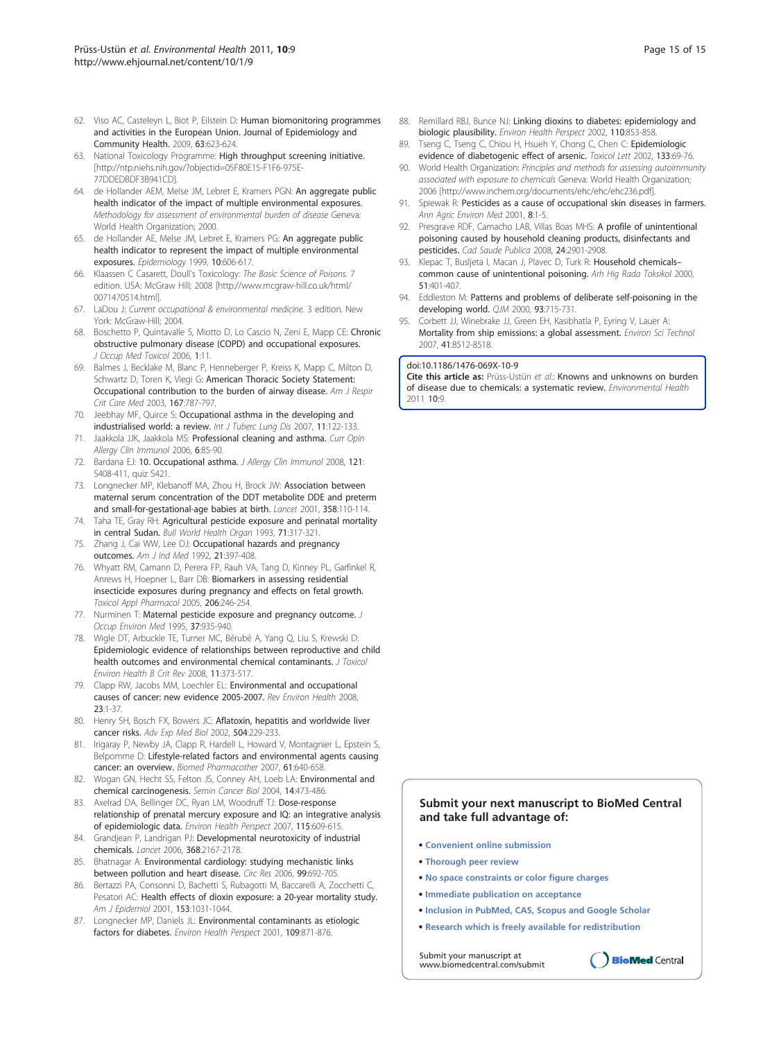62. Viso AC, Casteleyn L, Biot P, Eilstein D: **Human biomonitoring programmes and activities in the European Union. Journal of Epidemiology and Community Health.** 2009, **63**:623-624.
63. National Toxicology Programme: **High throughput screening initiative.** [http://ntp.niehs.nih.gov/?objectid=05F80E15-F1F6-975E-77DDEDBDF3B941CD].
64. de Hollander AEM, Melse JM, Lebret E, Kramers PGN: **An aggregate public health indicator of the impact of multiple environmental exposures.** *Methodology for assessment of environmental burden of disease* Geneva: World Health Organization; 2000.
65. de Hollander AE, Melse JM, Lebret E, Kramers PG: **An aggregate public health indicator to represent the impact of multiple environmental exposures.** *Epidemiology* 1999, **10**:606-617.
66. Klaassen C Casarett, Doull's Toxicology: *The Basic Science of Poisons.* 7 edition. USA: McGraw Hill; 2008 [http://www.mcgraw-hill.co.uk/html/0071470514.html].
67. LaDou J: *Current occupational & environmental medicine.* 3 edition. New York: McGraw-Hill; 2004.
68. Boschetto P, Quintavalle S, Miotto D, Lo Cascio N, Zeni E, Mapp CE: **Chronic obstructive pulmonary disease (COPD) and occupational exposures.** *J Occup Med Toxicol* 2006, **1**:11.
69. Balmes J, Becklake M, Blanc P, Henneberger P, Kreiss K, Mapp C, Milton D, Schwartz D, Toren K, Viegi G: **American Thoracic Society Statement: Occupational contribution to the burden of airway disease.** *Am J Respir Crit Care Med* 2003, **167**:787-797.
70. Jeebhay MF, Quirce S: **Occupational asthma in the developing and industrialised world: a review.** *Int J Tuberc Lung Dis* 2007, **11**:122-133.
71. Jaakkola JJK, Jaakkola MS: **Professional cleaning and asthma.** *Curr Opin Allergy Clin Immunol* 2006, **6**:85-90.
72. Bardana EJ: **10. Occupational asthma.** *J Allergy Clin Immunol* 2008, **121**: S408-411, quiz S421.
73. Longnecker MP, Klebanoff MA, Zhou H, Brock JW: **Association between maternal serum concentration of the DDT metabolite DDE and preterm and small-for-gestational-age babies at birth.** *Lancet* 2001, **358**:110-114.
74. Taha TE, Gray RH: **Agricultural pesticide exposure and perinatal mortality in central Sudan.** *Bull World Health Organ* 1993, **71**:317-321.
75. Zhang J, Cai WW, Lee DJ: **Occupational hazards and pregnancy outcomes.** *Am J Ind Med* 1992, **21**:397-408.
76. Whyatt RM, Camann D, Perera FP, Rauh VA, Tang D, Kinney PL, Garfinkel R, Anrews H, Hoepner L, Barr DB: **Biomarkers in assessing residential insecticide exposures during pregnancy and effects on fetal growth.** *Toxicol Appl Pharmacol* 2005, **206**:246-254.
77. Nurminen T: **Maternal pesticide exposure and pregnancy outcome.** *J Occup Environ Med* 1995, **37**:935-940.
78. Wigle DT, Arbuckle TE, Turner MC, Bérubé A, Yang Q, Liu S, Krewski D: **Epidemiologic evidence of relationships between reproductive and child health outcomes and environmental chemical contaminants.** *J Toxicol Environ Health B Crit Rev* 2008, **11**:373-517.
79. Clapp RW, Jacobs MM, Loechler EL: **Environmental and occupational causes of cancer: new evidence 2005-2007.** *Rev Environ Health* 2008, **23**:1-37.
80. Henry SH, Bosch FX, Bowers JC: **Aflatoxin, hepatitis and worldwide liver cancer risks.** *Adv Exp Med Biol* 2002, **504**:229-233.
81. Irigaray P, Newby JA, Clapp R, Hardell L, Howard V, Montagnier L, Epstein S, Belpomme D: **Lifestyle-related factors and environmental agents causing cancer: an overview.** *Biomed Pharmacother* 2007, **61**:640-658.
82. Wogan GN, Hecht SS, Felton JS, Conney AH, Loeb LA: **Environmental and chemical carcinogenesis.** *Semin Cancer Biol* 2004, **14**:473-486.
83. Axelrad DA, Bellinger DC, Ryan LM, Woodruff TJ: **Dose-response relationship of prenatal mercury exposure and IQ: an integrative analysis of epidemiologic data.** *Environ Health Perspect* 2007, **115**:609-615.
84. Grandjean P, Landrigan PJ: **Developmental neurotoxicity of industrial chemicals.** *Lancet* 2006, **368**:2167-2178.
85. Bhatnagar A: **Environmental cardiology: studying mechanistic links between pollution and heart disease.** *Circ Res* 2006, **99**:692-705.
86. Bertazzi PA, Consonni D, Bachetti S, Rubagotti M, Baccarelli A, Zocchetti C, Pesatori AC: **Health effects of dioxin exposure: a 20-year mortality study.** *Am J Epidemiol* 2001, **153**:1031-1044.
87. Longnecker MP, Daniels JL: **Environmental contaminants as etiologic factors for diabetes.** *Environ Health Perspect* 2001, **109**:871-876.
88. Remillard RBJ, Bunce NJ: **Linking dioxins to diabetes: epidemiology and biologic plausibility.** *Environ Health Perspect* 2002, **110**:853-858.
89. Tseng C, Tseng C, Chiou H, Hsueh Y, Chong C, Chen C: **Epidemiologic evidence of diabetogenic effect of arsenic.** *Toxicol Lett* 2002, **133**:69-76.
90. World Health Organization: *Principles and methods for assessing autoimmunity associated with exposure to chemicals* Geneva: World Health Organization; 2006 [http://www.inchem.org/documents/ehc/ehc/ehc236.pdf].
91. Spiewak R: **Pesticides as a cause of occupational skin diseases in farmers.** *Ann Agric Environ Med* 2001, **8**:1-5.
92. Presgrave RDF, Camacho LAB, Villas Boas MHS: **A profile of unintentional poisoning caused by household cleaning products, disinfectants and pesticides.** *Cad Saude Publica* 2008, **24**:2901-2908.
93. Klepac T, Busljeta I, Macan J, Plavec D, Turk R: **Household chemicals–common cause of unintentional poisoning.** *Arh Hig Rada Toksikol* 2000, **51**:401-407.
94. Eddleston M: **Patterns and problems of deliberate self-poisoning in the developing world.** *QJM* 2000, **93**:715-731.
95. Corbett JJ, Winebrake JJ, Green EH, Kasibhatla P, Eyring V, Lauer A: **Mortality from ship emissions: a global assessment.** *Environ Sci Technol* 2007, **41**:8512-8518.

doi:10.1186/1476-069X-10-9

**Cite this article as:** Prüss-Ustün *et al.*: Knowns and unknowns on burden of disease due to chemicals: a systematic review. *Environmental Health* 2011 **10**:9.

**Submit your next manuscript to BioMed Central and take full advantage of:**

- **Convenient online submission**
- **Thorough peer review**
- **No space constraints or color figure charges**
- **Immediate publication on acceptance**
- **Inclusion in PubMed, CAS, Scopus and Google Scholar**
- **Research which is freely available for redistribution**

Submit your manuscript at
www.biomedcentral.com/submit

BioMed Central